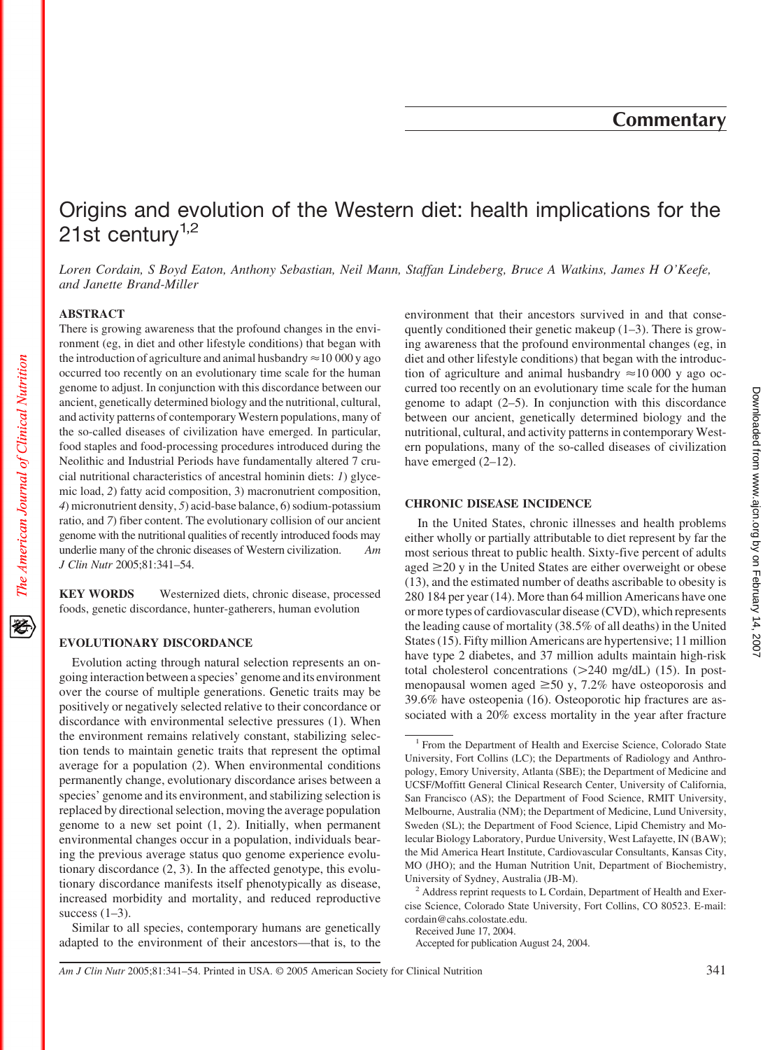## Commentary

# Origins and evolution of the Western diet: health implications for the 21st century[1,2]

*Loren Cordain, S Boyd Eaton, Anthony Sebastian, Neil Mann, Staffan Lindeberg, Bruce A Watkins, James H O'Keefe, and Janette Brand-Miller*

### ABSTRACT

There is growing awareness that the profound changes in the environment (eg, in diet and other lifestyle conditions) that began with the introduction of agriculture and animal husbandry ≈10 000 y ago occurred too recently on an evolutionary time scale for the human genome to adjust. In conjunction with this discordance between our ancient, genetically determined biology and the nutritional, cultural, and activity patterns of contemporary Western populations, many of the so-called diseases of civilization have emerged. In particular, food staples and food-processing procedures introduced during the Neolithic and Industrial Periods have fundamentally altered 7 crucial nutritional characteristics of ancestral hominin diets: *1*) glycemic load, *2*) fatty acid composition, *3*) macronutrient composition, *4*) micronutrient density, *5*) acid-base balance, *6*) sodium-potassium ratio, and *7*) fiber content. The evolutionary collision of our ancient genome with the nutritional qualities of recently introduced foods may underlie many of the chronic diseases of Western civilization. *Am J Clin Nutr* 2005;81:341–54.

**KEY WORDS** Westernized diets, chronic disease, processed foods, genetic discordance, hunter-gatherers, human evolution

### EVOLUTIONARY DISCORDANCE

Evolution acting through natural selection represents an ongoing interaction between a species' genome and its environment over the course of multiple generations. Genetic traits may be positively or negatively selected relative to their concordance or discordance with environmental selective pressures (1). When the environment remains relatively constant, stabilizing selection tends to maintain genetic traits that represent the optimal average for a population (2). When environmental conditions permanently change, evolutionary discordance arises between a species' genome and its environment, and stabilizing selection is replaced by directional selection, moving the average population genome to a new set point (1, 2). Initially, when permanent environmental changes occur in a population, individuals bearing the previous average status quo genome experience evolutionary discordance (2, 3). In the affected genotype, this evolutionary discordance manifests itself phenotypically as disease, increased morbidity and mortality, and reduced reproductive success (1–3).

Similar to all species, contemporary humans are genetically adapted to the environment of their ancestors—that is, to the environment that their ancestors survived in and that consequently conditioned their genetic makeup (1–3). There is growing awareness that the profound environmental changes (eg, in diet and other lifestyle conditions) that began with the introduction of agriculture and animal husbandry ≈10 000 y ago occurred too recently on an evolutionary time scale for the human genome to adapt (2–5). In conjunction with this discordance between our ancient, genetically determined biology and the nutritional, cultural, and activity patterns in contemporary Western populations, many of the so-called diseases of civilization have emerged (2–12).

### CHRONIC DISEASE INCIDENCE

In the United States, chronic illnesses and health problems either wholly or partially attributable to diet represent by far the most serious threat to public health. Sixty-five percent of adults aged ≥20 y in the United States are either overweight or obese (13), and the estimated number of deaths ascribable to obesity is 280 184 per year (14). More than 64 million Americans have one or more types of cardiovascular disease (CVD), which represents the leading cause of mortality (38.5% of all deaths) in the United States (15). Fifty million Americans are hypertensive; 11 million have type 2 diabetes, and 37 million adults maintain high-risk total cholesterol concentrations (>240 mg/dL) (15). In postmenopausal women aged ≥50 y, 7.2% have osteoporosis and 39.6% have osteopenia (16). Osteoporotic hip fractures are associated with a 20% excess mortality in the year after fracture

---

[1] From the Department of Health and Exercise Science, Colorado State University, Fort Collins (LC); the Departments of Radiology and Anthropology, Emory University, Atlanta (SBE); the Department of Medicine and UCSF/Moffitt General Clinical Research Center, University of California, San Francisco (AS); the Department of Food Science, RMIT University, Melbourne, Australia (NM); the Department of Medicine, Lund University, Sweden (SL); the Department of Food Science, Lipid Chemistry and Molecular Biology Laboratory, Purdue University, West Lafayette, IN (BAW); the Mid America Heart Institute, Cardiovascular Consultants, Kansas City, MO (JHO); and the Human Nutrition Unit, Department of Biochemistry, University of Sydney, Australia (JB-M).

[2] Address reprint requests to L Cordain, Department of Health and Exercise Science, Colorado State University, Fort Collins, CO 80523. E-mail: cordain@cahs.colostate.edu.

Received June 17, 2004.

Accepted for publication August 24, 2004.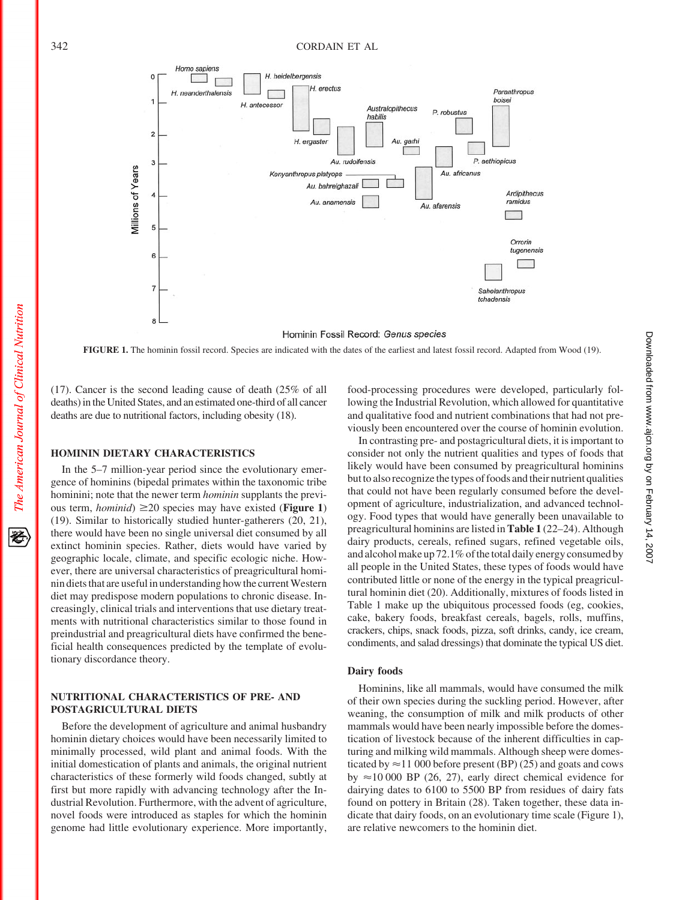Homo sapiens
H. neanderthalensis
H. heidelbergensis
H. antecessor
H. erectus
H. ergaster
Au. rudolfensis
Australopithecus habilis
Au. garhi
P. robustus
Paranthropus boisei
P. aethiopicus
Kenyanthropus platyops
Au. bahrelghazali
Au. africanus
Au. anamensis
Au. afarensis
Ardipithecus ramidus
Orrorin tugenensis
Sahelanthropus tchadensis

Millions of Years
0
1
2
3
4
5
6
7
8

Hominin Fossil Record: *Genus species*

**FIGURE 1.** The hominin fossil record. Species are indicated with the dates of the earliest and latest fossil record. Adapted from Wood (19).

(17). Cancer is the second leading cause of death (25% of all deaths) in the United States, and an estimated one-third of all cancer deaths are due to nutritional factors, including obesity (18).

## HOMININ DIETARY CHARACTERISTICS

In the 5–7 million-year period since the evolutionary emergence of hominins (bipedal primates within the taxonomic tribe hominini; note that the newer term *hominin* supplants the previous term, *hominid*) ≥20 species may have existed (**Figure 1**) (19). Similar to historically studied hunter-gatherers (20, 21), there would have been no single universal diet consumed by all extinct hominin species. Rather, diets would have varied by geographic locale, climate, and specific ecologic niche. However, there are universal characteristics of preagricultural hominin diets that are useful in understanding how the current Western diet may predispose modern populations to chronic disease. Increasingly, clinical trials and interventions that use dietary treatments with nutritional characteristics similar to those found in preindustrial and preagricultural diets have confirmed the beneficial health consequences predicted by the template of evolutionary discordance theory.

## NUTRITIONAL CHARACTERISTICS OF PRE- AND POSTAGRICULTURAL DIETS

Before the development of agriculture and animal husbandry hominin dietary choices would have been necessarily limited to minimally processed, wild plant and animal foods. With the initial domestication of plants and animals, the original nutrient characteristics of these formerly wild foods changed, subtly at first but more rapidly with advancing technology after the Industrial Revolution. Furthermore, with the advent of agriculture, novel foods were introduced as staples for which the hominin genome had little evolutionary experience. More importantly, food-processing procedures were developed, particularly following the Industrial Revolution, which allowed for quantitative and qualitative food and nutrient combinations that had not previously been encountered over the course of hominin evolution.

In contrasting pre- and postagricultural diets, it is important to consider not only the nutrient qualities and types of foods that likely would have been consumed by preagricultural hominins but to also recognize the types of foods and their nutrient qualities that could not have been regularly consumed before the development of agriculture, industrialization, and advanced technology. Food types that would have generally been unavailable to preagricultural hominins are listed in **Table 1** (22–24). Although dairy products, cereals, refined sugars, refined vegetable oils, and alcohol make up 72.1% of the total daily energy consumed by all people in the United States, these types of foods would have contributed little or none of the energy in the typical preagricultural hominin diet (20). Additionally, mixtures of foods listed in Table 1 make up the ubiquitous processed foods (eg, cookies, cake, bakery foods, breakfast cereals, bagels, rolls, muffins, crackers, chips, snack foods, pizza, soft drinks, candy, ice cream, condiments, and salad dressings) that dominate the typical US diet.

### Dairy foods

Hominins, like all mammals, would have consumed the milk of their own species during the suckling period. However, after weaning, the consumption of milk and milk products of other mammals would have been nearly impossible before the domestication of livestock because of the inherent difficulties in capturing and milking wild mammals. Although sheep were domesticated by ≈11 000 before present (BP) (25) and goats and cows by ≈10 000 BP (26, 27), early direct chemical evidence for dairying dates to 6100 to 5500 BP from residues of dairy fats found on pottery in Britain (28). Taken together, these data indicate that dairy foods, on an evolutionary time scale (Figure 1), are relative newcomers to the hominin diet.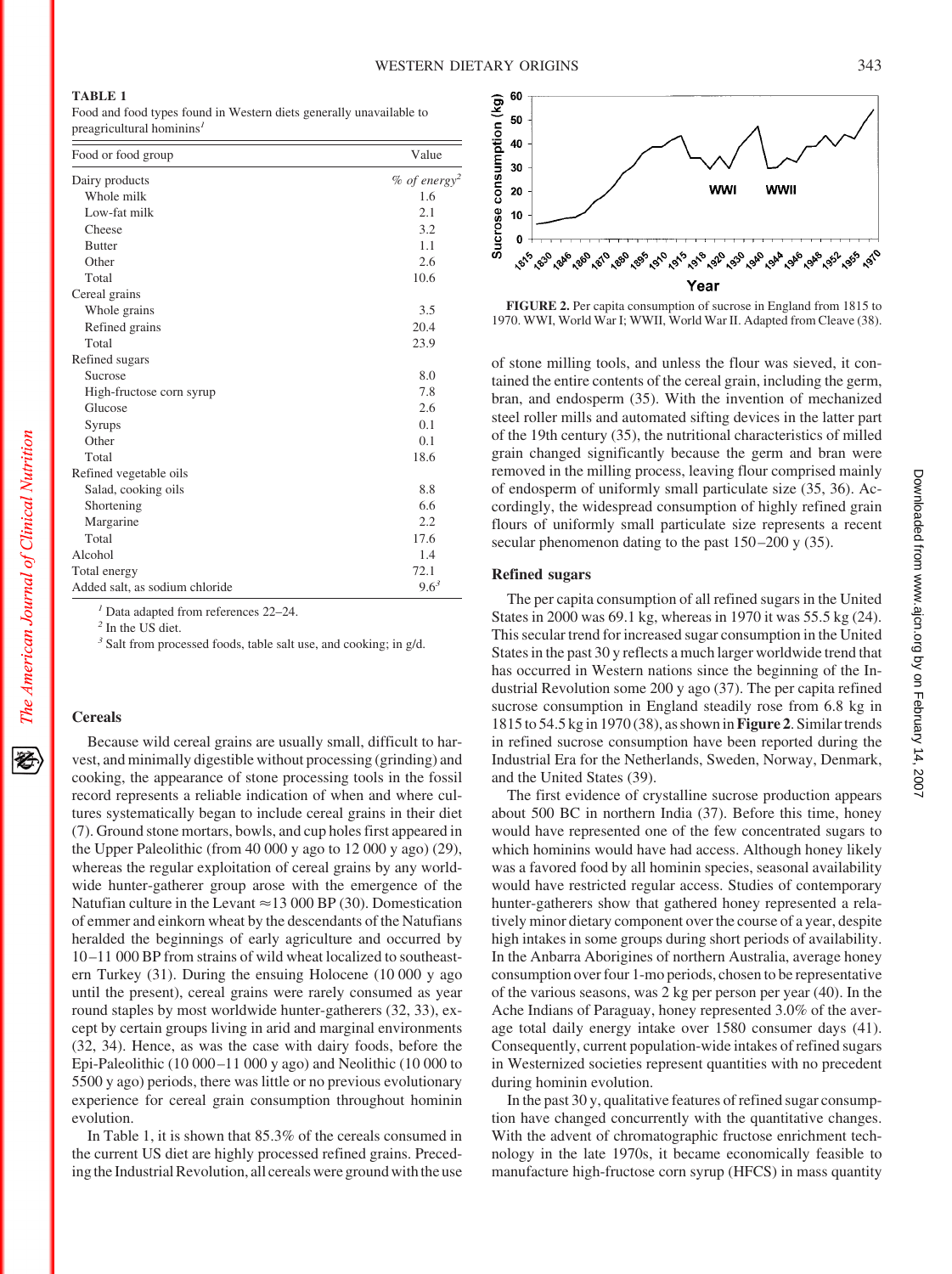**TABLE 1**
Food and food types found in Western diets generally unavailable to preagricultural hominins[1]

| Food or food group | Value |
| --- | --- |
| Dairy products | *% of energy*[2] |
| Whole milk | 1.6 |
| Low-fat milk | 2.1 |
| Cheese | 3.2 |
| Butter | 1.1 |
| Other | 2.6 |
| Total | 10.6 |
| Cereal grains | |
| Whole grains | 3.5 |
| Refined grains | 20.4 |
| Total | 23.9 |
| Refined sugars | |
| Sucrose | 8.0 |
| High-fructose corn syrup | 7.8 |
| Glucose | 2.6 |
| Syrups | 0.1 |
| Other | 0.1 |
| Total | 18.6 |
| Refined vegetable oils | |
| Salad, cooking oils | 8.8 |
| Shortening | 6.6 |
| Margarine | 2.2 |
| Total | 17.6 |
| Alcohol | 1.4 |
| Total energy | 72.1 |
| Added salt, as sodium chloride | 9.6[3] |

[1] Data adapted from references 22–24.
[2] In the US diet.
[3] Salt from processed foods, table salt use, and cooking; in g/d.

### Cereals

Because wild cereal grains are usually small, difficult to harvest, and minimally digestible without processing (grinding) and cooking, the appearance of stone processing tools in the fossil record represents a reliable indication of when and where cultures systematically began to include cereal grains in their diet (7). Ground stone mortars, bowls, and cup holes first appeared in the Upper Paleolithic (from 40 000 y ago to 12 000 y ago) (29), whereas the regular exploitation of cereal grains by any worldwide hunter-gatherer group arose with the emergence of the Natufian culture in the Levant ≈13 000 BP (30). Domestication of emmer and einkorn wheat by the descendants of the Natufians heralded the beginnings of early agriculture and occurred by 10–11 000 BP from strains of wild wheat localized to southeastern Turkey (31). During the ensuing Holocene (10 000 y ago until the present), cereal grains were rarely consumed as year round staples by most worldwide hunter-gatherers (32, 33), except by certain groups living in arid and marginal environments (32, 34). Hence, as was the case with dairy foods, before the Epi-Paleolithic (10 000–11 000 y ago) and Neolithic (10 000 to 5500 y ago) periods, there was little or no previous evolutionary experience for cereal grain consumption throughout hominin evolution.

In Table 1, it is shown that 85.3% of the cereals consumed in the current US diet are highly processed refined grains. Preceding the Industrial Revolution, all cereals were ground with the use of stone milling tools, and unless the flour was sieved, it contained the entire contents of the cereal grain, including the germ, bran, and endosperm (35). With the invention of mechanized steel roller mills and automated sifting devices in the latter part of the 19th century (35), the nutritional characteristics of milled grain changed significantly because the germ and bran were removed in the milling process, leaving flour comprised mainly of endosperm of uniformly small particulate size (35, 36). Accordingly, the widespread consumption of highly refined grain flours of uniformly small particulate size represents a recent secular phenomenon dating to the past 150–200 y (35).

**FIGURE 2.** Per capita consumption of sucrose in England from 1815 to 1970. WWI, World War I; WWII, World War II. Adapted from Cleave (38).

### Refined sugars

The per capita consumption of all refined sugars in the United States in 2000 was 69.1 kg, whereas in 1970 it was 55.5 kg (24). This secular trend for increased sugar consumption in the United States in the past 30 y reflects a much larger worldwide trend that has occurred in Western nations since the beginning of the Industrial Revolution some 200 y ago (37). The per capita refined sucrose consumption in England steadily rose from 6.8 kg in 1815 to 54.5 kg in 1970 (38), as shown in **Figure 2**. Similar trends in refined sucrose consumption have been reported during the Industrial Era for the Netherlands, Sweden, Norway, Denmark, and the United States (39).

The first evidence of crystalline sucrose production appears about 500 BC in northern India (37). Before this time, honey would have represented one of the few concentrated sugars to which hominins would have had access. Although honey likely was a favored food by all hominin species, seasonal availability would have restricted regular access. Studies of contemporary hunter-gatherers show that gathered honey represented a relatively minor dietary component over the course of a year, despite high intakes in some groups during short periods of availability. In the Anbarra Aborigines of northern Australia, average honey consumption over four 1-mo periods, chosen to be representative of the various seasons, was 2 kg per person per year (40). In the Ache Indians of Paraguay, honey represented 3.0% of the average total daily energy intake over 1580 consumer days (41). Consequently, current population-wide intakes of refined sugars in Westernized societies represent quantities with no precedent during hominin evolution.

In the past 30 y, qualitative features of refined sugar consumption have changed concurrently with the quantitative changes. With the advent of chromatographic fructose enrichment technology in the late 1970s, it became economically feasible to manufacture high-fructose corn syrup (HFCS) in mass quantity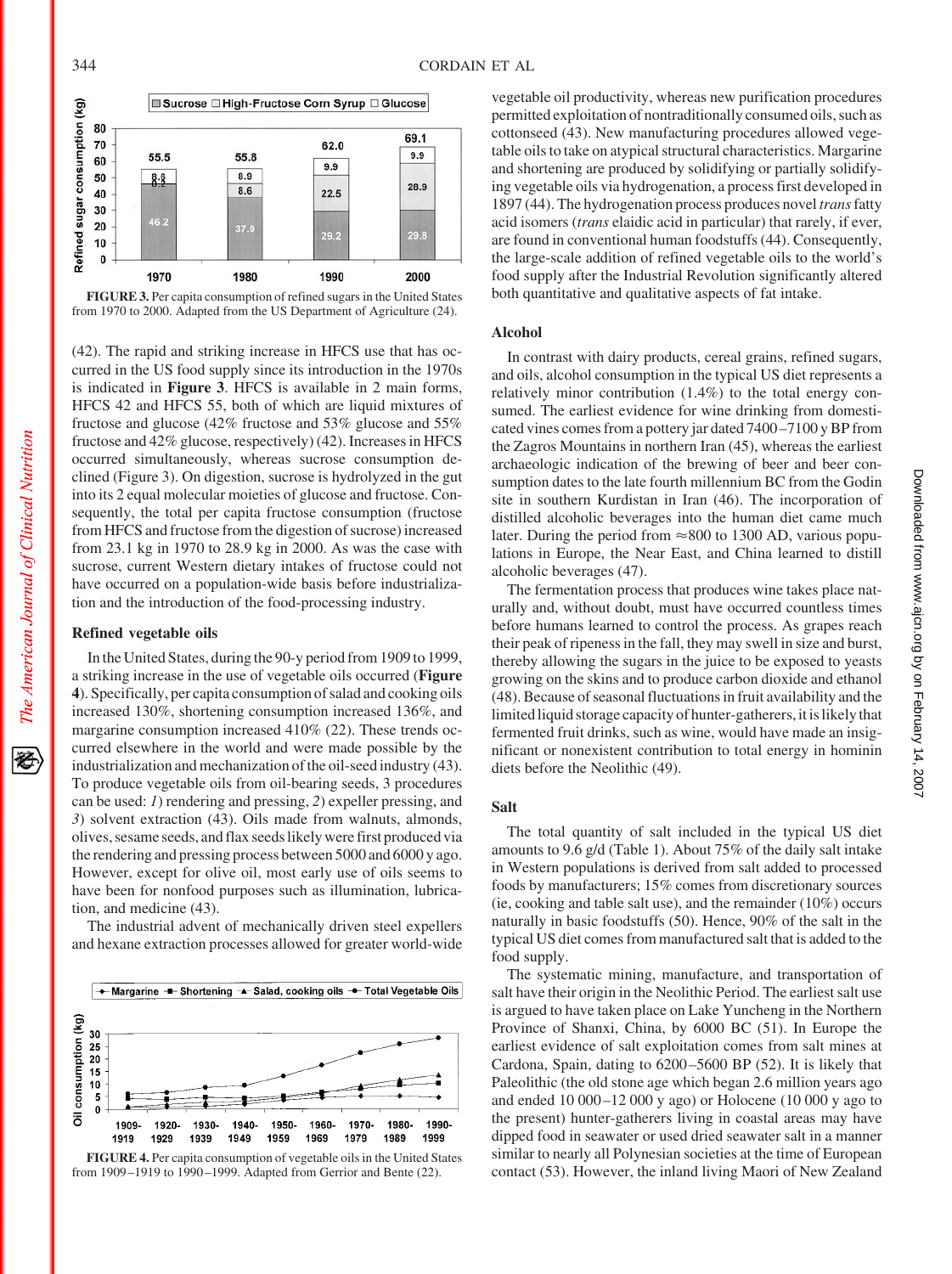FIGURE 3. Per capita consumption of refined sugars in the United States from 1970 to 2000. Adapted from the US Department of Agriculture (24).

(42). The rapid and striking increase in HFCS use that has occurred in the US food supply since its introduction in the 1970s is indicated in **Figure 3**. HFCS is available in 2 main forms, HFCS 42 and HFCS 55, both of which are liquid mixtures of fructose and glucose (42% fructose and 53% glucose and 55% fructose and 42% glucose, respectively) (42). Increases in HFCS occurred simultaneously, whereas sucrose consumption declined (Figure 3). On digestion, sucrose is hydrolyzed in the gut into its 2 equal molecular moieties of glucose and fructose. Consequently, the total per capita fructose consumption (fructose from HFCS and fructose from the digestion of sucrose) increased from 23.1 kg in 1970 to 28.9 kg in 2000. As was the case with sucrose, current Western dietary intakes of fructose could not have occurred on a population-wide basis before industrialization and the introduction of the food-processing industry.

### Refined vegetable oils

In the United States, during the 90-y period from 1909 to 1999, a striking increase in the use of vegetable oils occurred (**Figure 4**). Specifically, per capita consumption of salad and cooking oils increased 130%, shortening consumption increased 136%, and margarine consumption increased 410% (22). These trends occurred elsewhere in the world and were made possible by the industrialization and mechanization of the oil-seed industry (43). To produce vegetable oils from oil-bearing seeds, 3 procedures can be used: *1*) rendering and pressing, *2*) expeller pressing, and *3*) solvent extraction (43). Oils made from walnuts, almonds, olives, sesame seeds, and flax seeds likely were first produced via the rendering and pressing process between 5000 and 6000 y ago. However, except for olive oil, most early use of oils seems to have been for nonfood purposes such as illumination, lubrication, and medicine (43).

The industrial advent of mechanically driven steel expellers and hexane extraction processes allowed for greater world-wide vegetable oil productivity, whereas new purification procedures permitted exploitation of nontraditionally consumed oils, such as cottonseed (43). New manufacturing procedures allowed vegetable oils to take on atypical structural characteristics. Margarine and shortening are produced by solidifying or partially solidifying vegetable oils via hydrogenation, a process first developed in 1897 (44). The hydrogenation process produces novel *trans* fatty acid isomers (*trans* elaidic acid in particular) that rarely, if ever, are found in conventional human foodstuffs (44). Consequently, the large-scale addition of refined vegetable oils to the world's food supply after the Industrial Revolution significantly altered both quantitative and qualitative aspects of fat intake.

FIGURE 4. Per capita consumption of vegetable oils in the United States from 1909–1919 to 1990–1999. Adapted from Gerrior and Bente (22).

### Alcohol

In contrast with dairy products, cereal grains, refined sugars, and oils, alcohol consumption in the typical US diet represents a relatively minor contribution (1.4%) to the total energy consumed. The earliest evidence for wine drinking from domesticated vines comes from a pottery jar dated 7400–7100 y BP from the Zagros Mountains in northern Iran (45), whereas the earliest archaeologic indication of the brewing of beer and beer consumption dates to the late fourth millennium BC from the Godin site in southern Kurdistan in Iran (46). The incorporation of distilled alcoholic beverages into the human diet came much later. During the period from ≈800 to 1300 AD, various populations in Europe, the Near East, and China learned to distill alcoholic beverages (47).

The fermentation process that produces wine takes place naturally and, without doubt, must have occurred countless times before humans learned to control the process. As grapes reach their peak of ripeness in the fall, they may swell in size and burst, thereby allowing the sugars in the juice to be exposed to yeasts growing on the skins and to produce carbon dioxide and ethanol (48). Because of seasonal fluctuations in fruit availability and the limited liquid storage capacity of hunter-gatherers, it is likely that fermented fruit drinks, such as wine, would have made an insignificant or nonexistent contribution to total energy in hominin diets before the Neolithic (49).

### Salt

The total quantity of salt included in the typical US diet amounts to 9.6 g/d (Table 1). About 75% of the daily salt intake in Western populations is derived from salt added to processed foods by manufacturers; 15% comes from discretionary sources (ie, cooking and table salt use), and the remainder (10%) occurs naturally in basic foodstuffs (50). Hence, 90% of the salt in the typical US diet comes from manufactured salt that is added to the food supply.

The systematic mining, manufacture, and transportation of salt have their origin in the Neolithic Period. The earliest salt use is argued to have taken place on Lake Yuncheng in the Northern Province of Shanxi, China, by 6000 BC (51). In Europe the earliest evidence of salt exploitation comes from salt mines at Cardona, Spain, dating to 6200–5600 BP (52). It is likely that Paleolithic (the old stone age which began 2.6 million years ago and ended 10 000–12 000 y ago) or Holocene (10 000 y ago to the present) hunter-gatherers living in coastal areas may have dipped food in seawater or used dried seawater salt in a manner similar to nearly all Polynesian societies at the time of European contact (53). However, the inland living Maori of New Zealand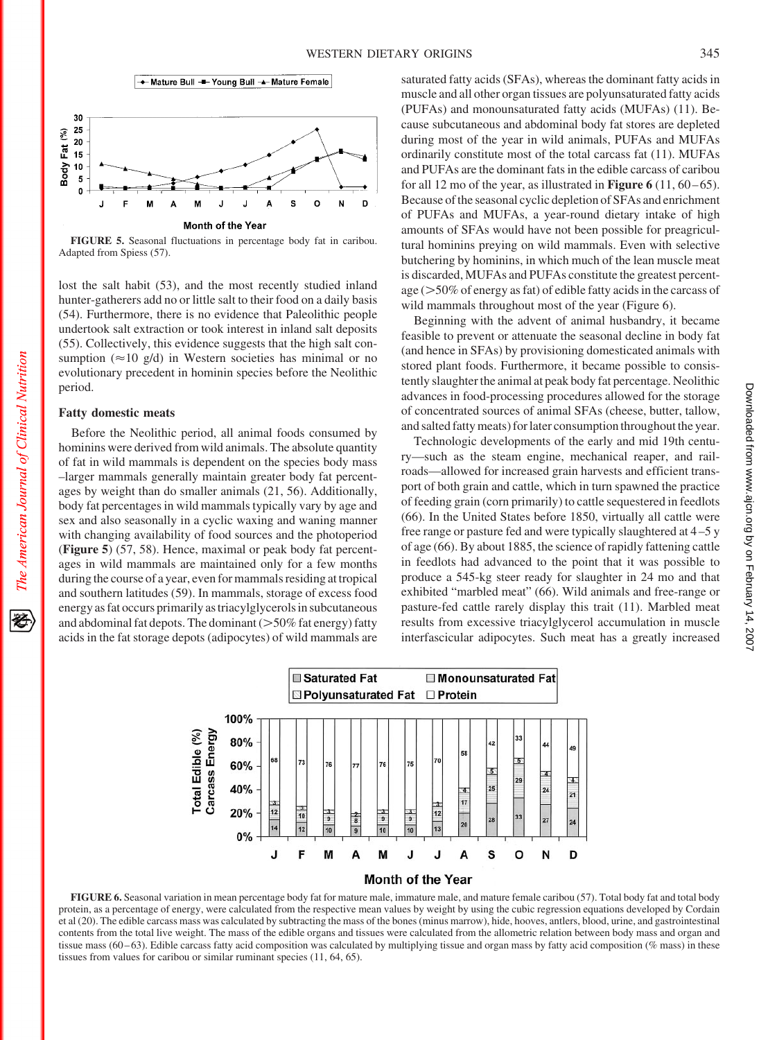FIGURE 5. Seasonal fluctuations in percentage body fat in caribou. Adapted from Spiess (57).

lost the salt habit (53), and the most recently studied inland hunter-gatherers add no or little salt to their food on a daily basis (54). Furthermore, there is no evidence that Paleolithic people undertook salt extraction or took interest in inland salt deposits (55). Collectively, this evidence suggests that the high salt consumption (≈10 g/d) in Western societies has minimal or no evolutionary precedent in hominin species before the Neolithic period.

### Fatty domestic meats

Before the Neolithic period, all animal foods consumed by hominins were derived from wild animals. The absolute quantity of fat in wild mammals is dependent on the species body mass –larger mammals generally maintain greater body fat percentages by weight than do smaller animals (21, 56). Additionally, body fat percentages in wild mammals typically vary by age and sex and also seasonally in a cyclic waxing and waning manner with changing availability of food sources and the photoperiod (**Figure 5**) (57, 58). Hence, maximal or peak body fat percentages in wild mammals are maintained only for a few months during the course of a year, even for mammals residing at tropical and southern latitudes (59). In mammals, storage of excess food energy as fat occurs primarily as triacylglycerols in subcutaneous and abdominal fat depots. The dominant (>50% fat energy) fatty acids in the fat storage depots (adipocytes) of wild mammals are saturated fatty acids (SFAs), whereas the dominant fatty acids in muscle and all other organ tissues are polyunsaturated fatty acids (PUFAs) and monounsaturated fatty acids (MUFAs) (11). Because subcutaneous and abdominal body fat stores are depleted during most of the year in wild animals, PUFAs and MUFAs ordinarily constitute most of the total carcass fat (11). MUFAs and PUFAs are the dominant fats in the edible carcass of caribou for all 12 mo of the year, as illustrated in **Figure 6** (11, 60–65). Because of the seasonal cyclic depletion of SFAs and enrichment of PUFAs and MUFAs, a year-round dietary intake of high amounts of SFAs would have not been possible for preagricultural hominins preying on wild mammals. Even with selective butchering by hominins, in which much of the lean muscle meat is discarded, MUFAs and PUFAs constitute the greatest percentage (>50% of energy as fat) of edible fatty acids in the carcass of wild mammals throughout most of the year (Figure 6).

Beginning with the advent of animal husbandry, it became feasible to prevent or attenuate the seasonal decline in body fat (and hence in SFAs) by provisioning domesticated animals with stored plant foods. Furthermore, it became possible to consistently slaughter the animal at peak body fat percentage. Neolithic advances in food-processing procedures allowed for the storage of concentrated sources of animal SFAs (cheese, butter, tallow, and salted fatty meats) for later consumption throughout the year.

Technologic developments of the early and mid 19th century—such as the steam engine, mechanical reaper, and railroads—allowed for increased grain harvests and efficient transport of both grain and cattle, which in turn spawned the practice of feeding grain (corn primarily) to cattle sequestered in feedlots (66). In the United States before 1850, virtually all cattle were free range or pasture fed and were typically slaughtered at 4–5 y of age (66). By about 1885, the science of rapidly fattening cattle in feedlots had advanced to the point that it was possible to produce a 545-kg steer ready for slaughter in 24 mo and that exhibited "marbled meat" (66). Wild animals and free-range or pasture-fed cattle rarely display this trait (11). Marbled meat results from excessive triacylglycerol accumulation in muscle interfascicular adipocytes. Such meat has a greatly increased

FIGURE 6. Seasonal variation in mean percentage body fat for mature male, immature male, and mature female caribou (57). Total body fat and total body protein, as a percentage of energy, were calculated from the respective mean values by weight by using the cubic regression equations developed by Cordain et al (20). The edible carcass mass was calculated by subtracting the mass of the bones (minus marrow), hide, hooves, antlers, blood, urine, and gastrointestinal contents from the total live weight. The mass of the edible organs and tissues were calculated from the allometric relation between body mass and organ and tissue mass (60–63). Edible carcass fatty acid composition was calculated by multiplying tissue and organ mass by fatty acid composition (% mass) in these tissues from values for caribou or similar ruminant species (11, 64, 65).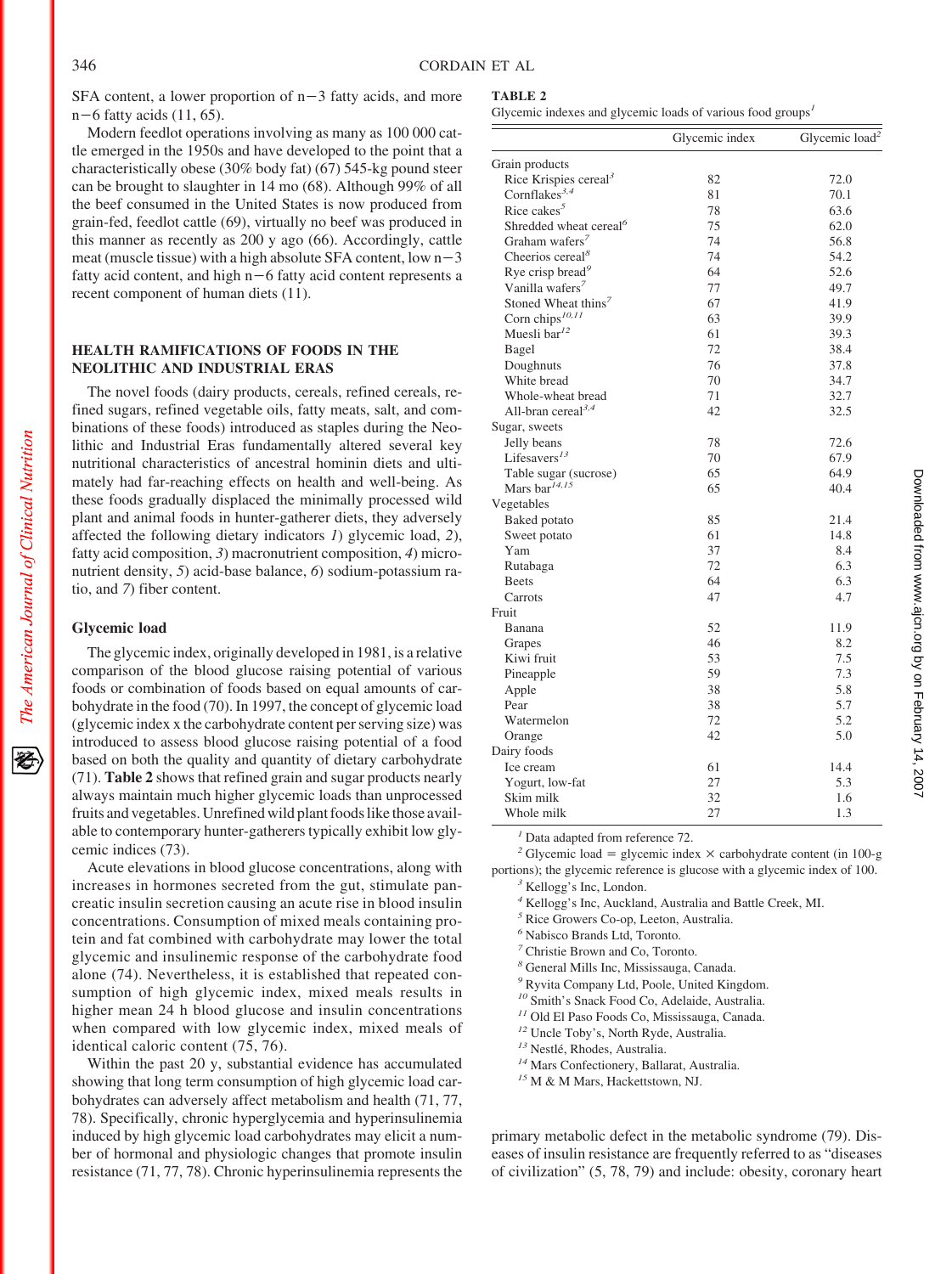SFA content, a lower proportion of n−3 fatty acids, and more n−6 fatty acids (11, 65).

Modern feedlot operations involving as many as 100 000 cattle emerged in the 1950s and have developed to the point that a characteristically obese (30% body fat) (67) 545-kg pound steer can be brought to slaughter in 14 mo (68). Although 99% of all the beef consumed in the United States is now produced from grain-fed, feedlot cattle (69), virtually no beef was produced in this manner as recently as 200 y ago (66). Accordingly, cattle meat (muscle tissue) with a high absolute SFA content, low n−3 fatty acid content, and high n−6 fatty acid content represents a recent component of human diets (11).

## HEALTH RAMIFICATIONS OF FOODS IN THE NEOLITHIC AND INDUSTRIAL ERAS

The novel foods (dairy products, cereals, refined cereals, refined sugars, refined vegetable oils, fatty meats, salt, and combinations of these foods) introduced as staples during the Neolithic and Industrial Eras fundamentally altered several key nutritional characteristics of ancestral hominin diets and ultimately had far-reaching effects on health and well-being. As these foods gradually displaced the minimally processed wild plant and animal foods in hunter-gatherer diets, they adversely affected the following dietary indicators *1*) glycemic load, *2*), fatty acid composition, *3*) macronutrient composition, *4*) micronutrient density, *5*) acid-base balance, *6*) sodium-potassium ratio, and *7*) fiber content.

### Glycemic load

The glycemic index, originally developed in 1981, is a relative comparison of the blood glucose raising potential of various foods or combination of foods based on equal amounts of carbohydrate in the food (70). In 1997, the concept of glycemic load (glycemic index x the carbohydrate content per serving size) was introduced to assess blood glucose raising potential of a food based on both the quality and quantity of dietary carbohydrate (71). **Table 2** shows that refined grain and sugar products nearly always maintain much higher glycemic loads than unprocessed fruits and vegetables. Unrefined wild plant foods like those available to contemporary hunter-gatherers typically exhibit low glycemic indices (73).

**TABLE 2**
Glycemic indexes and glycemic loads of various food groups[1]

| | Glycemic index | Glycemic load[2] |
|---|---|---|
| Grain products | | |
| Rice Krispies cereal[3] | 82 | 72.0 |
| Cornflakes[3,4] | 81 | 70.1 |
| Rice cakes[5] | 78 | 63.6 |
| Shredded wheat cereal[6] | 75 | 62.0 |
| Graham wafers[7] | 74 | 56.8 |
| Cheerios cereal[8] | 74 | 54.2 |
| Rye crisp bread[9] | 64 | 52.6 |
| Vanilla wafers[7] | 77 | 49.7 |
| Stoned Wheat thins[7] | 67 | 41.9 |
| Corn chips[10,11] | 63 | 39.9 |
| Muesli bar[12] | 61 | 39.3 |
| Bagel | 72 | 38.4 |
| Doughnuts | 76 | 37.8 |
| White bread | 70 | 34.7 |
| Whole-wheat bread | 71 | 32.7 |
| All-bran cereal[3,4] | 42 | 32.5 |
| Sugar, sweets | | |
| Jelly beans | 78 | 72.6 |
| Lifesavers[13] | 70 | 67.9 |
| Table sugar (sucrose) | 65 | 64.9 |
| Mars bar[14,15] | 65 | 40.4 |
| Vegetables | | |
| Baked potato | 85 | 21.4 |
| Sweet potato | 61 | 14.8 |
| Yam | 37 | 8.4 |
| Rutabaga | 72 | 6.3 |
| Beets | 64 | 6.3 |
| Carrots | 47 | 4.7 |
| Fruit | | |
| Banana | 52 | 11.9 |
| Grapes | 46 | 8.2 |
| Kiwi fruit | 53 | 7.5 |
| Pineapple | 59 | 7.3 |
| Apple | 38 | 5.8 |
| Pear | 38 | 5.7 |
| Watermelon | 72 | 5.2 |
| Orange | 42 | 5.0 |
| Dairy foods | | |
| Ice cream | 61 | 14.4 |
| Yogurt, low-fat | 27 | 5.3 |
| Skim milk | 32 | 1.6 |
| Whole milk | 27 | 1.3 |

[1] Data adapted from reference 72.
[2] Glycemic load = glycemic index × carbohydrate content (in 100-g portions); the glycemic reference is glucose with a glycemic index of 100.
[3] Kellogg's Inc, London.
[4] Kellogg's Inc, Auckland, Australia and Battle Creek, MI.
[5] Rice Growers Co-op, Leeton, Australia.
[6] Nabisco Brands Ltd, Toronto.
[7] Christie Brown and Co, Toronto.
[8] General Mills Inc, Mississauga, Canada.
[9] Ryvita Company Ltd, Poole, United Kingdom.
[10] Smith's Snack Food Co, Adelaide, Australia.
[11] Old El Paso Foods Co, Mississauga, Canada.
[12] Uncle Toby's, North Ryde, Australia.
[13] Nestlé, Rhodes, Australia.
[14] Mars Confectionery, Ballarat, Australia.
[15] M & M Mars, Hackettstown, NJ.

Acute elevations in blood glucose concentrations, along with increases in hormones secreted from the gut, stimulate pancreatic insulin secretion causing an acute rise in blood insulin concentrations. Consumption of mixed meals containing protein and fat combined with carbohydrate may lower the total glycemic and insulinemic response of the carbohydrate food alone (74). Nevertheless, it is established that repeated consumption of high glycemic index, mixed meals results in higher mean 24 h blood glucose and insulin concentrations when compared with low glycemic index, mixed meals of identical caloric content (75, 76).

Within the past 20 y, substantial evidence has accumulated showing that long term consumption of high glycemic load carbohydrates can adversely affect metabolism and health (71, 77, 78). Specifically, chronic hyperglycemia and hyperinsulinemia induced by high glycemic load carbohydrates may elicit a number of hormonal and physiologic changes that promote insulin resistance (71, 77, 78). Chronic hyperinsulinemia represents the primary metabolic defect in the metabolic syndrome (79). Diseases of insulin resistance are frequently referred to as "diseases of civilization" (5, 78, 79) and include: obesity, coronary heart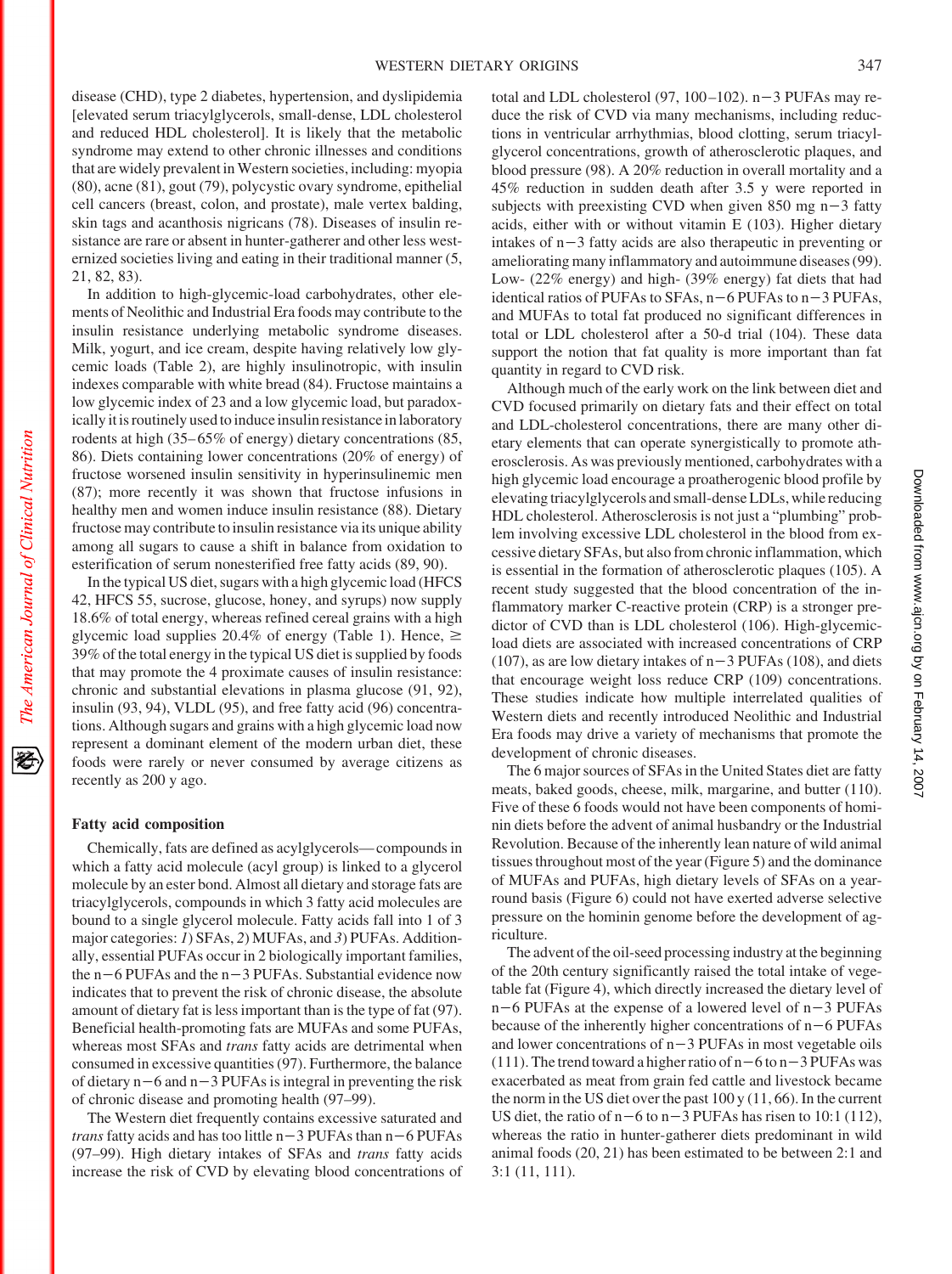disease (CHD), type 2 diabetes, hypertension, and dyslipidemia [elevated serum triacylglycerols, small-dense, LDL cholesterol and reduced HDL cholesterol]. It is likely that the metabolic syndrome may extend to other chronic illnesses and conditions that are widely prevalent in Western societies, including: myopia (80), acne (81), gout (79), polycystic ovary syndrome, epithelial cell cancers (breast, colon, and prostate), male vertex balding, skin tags and acanthosis nigricans (78). Diseases of insulin resistance are rare or absent in hunter-gatherer and other less westernized societies living and eating in their traditional manner (5, 21, 82, 83).

In addition to high-glycemic-load carbohydrates, other elements of Neolithic and Industrial Era foods may contribute to the insulin resistance underlying metabolic syndrome diseases. Milk, yogurt, and ice cream, despite having relatively low glycemic loads (Table 2), are highly insulinotropic, with insulin indexes comparable with white bread (84). Fructose maintains a low glycemic index of 23 and a low glycemic load, but paradoxically it is routinely used to induce insulin resistance in laboratory rodents at high (35–65% of energy) dietary concentrations (85, 86). Diets containing lower concentrations (20% of energy) of fructose worsened insulin sensitivity in hyperinsulinemic men (87); more recently it was shown that fructose infusions in healthy men and women induce insulin resistance (88). Dietary fructose may contribute to insulin resistance via its unique ability among all sugars to cause a shift in balance from oxidation to esterification of serum nonesterified free fatty acids (89, 90).

In the typical US diet, sugars with a high glycemic load (HFCS 42, HFCS 55, sucrose, glucose, honey, and syrups) now supply 18.6% of total energy, whereas refined cereal grains with a high glycemic load supplies 20.4% of energy (Table 1). Hence, $\geq$ 39% of the total energy in the typical US diet is supplied by foods that may promote the 4 proximate causes of insulin resistance: chronic and substantial elevations in plasma glucose (91, 92), insulin (93, 94), VLDL (95), and free fatty acid (96) concentrations. Although sugars and grains with a high glycemic load now represent a dominant element of the modern urban diet, these foods were rarely or never consumed by average citizens as recently as 200 y ago.

### Fatty acid composition

Chemically, fats are defined as acylglycerols—compounds in which a fatty acid molecule (acyl group) is linked to a glycerol molecule by an ester bond. Almost all dietary and storage fats are triacylglycerols, compounds in which 3 fatty acid molecules are bound to a single glycerol molecule. Fatty acids fall into 1 of 3 major categories: *1*) SFAs, *2*) MUFAs, and *3*) PUFAs. Additionally, essential PUFAs occur in 2 biologically important families, the n−6 PUFAs and the n−3 PUFAs. Substantial evidence now indicates that to prevent the risk of chronic disease, the absolute amount of dietary fat is less important than is the type of fat (97). Beneficial health-promoting fats are MUFAs and some PUFAs, whereas most SFAs and *trans* fatty acids are detrimental when consumed in excessive quantities (97). Furthermore, the balance of dietary n−6 and n−3 PUFAs is integral in preventing the risk of chronic disease and promoting health (97–99).

The Western diet frequently contains excessive saturated and *trans* fatty acids and has too little n−3 PUFAs than n−6 PUFAs (97–99). High dietary intakes of SFAs and *trans* fatty acids increase the risk of CVD by elevating blood concentrations of total and LDL cholesterol (97, 100–102). n−3 PUFAs may reduce the risk of CVD via many mechanisms, including reductions in ventricular arrhythmias, blood clotting, serum triacylglycerol concentrations, growth of atherosclerotic plaques, and blood pressure (98). A 20% reduction in overall mortality and a 45% reduction in sudden death after 3.5 y were reported in subjects with preexisting CVD when given 850 mg n−3 fatty acids, either with or without vitamin E (103). Higher dietary intakes of n−3 fatty acids are also therapeutic in preventing or ameliorating many inflammatory and autoimmune diseases (99). Low- (22% energy) and high- (39% energy) fat diets that had identical ratios of PUFAs to SFAs, n−6 PUFAs to n−3 PUFAs, and MUFAs to total fat produced no significant differences in total or LDL cholesterol after a 50-d trial (104). These data support the notion that fat quality is more important than fat quantity in regard to CVD risk.

Although much of the early work on the link between diet and CVD focused primarily on dietary fats and their effect on total and LDL-cholesterol concentrations, there are many other dietary elements that can operate synergistically to promote atherosclerosis. As was previously mentioned, carbohydrates with a high glycemic load encourage a proatherogenic blood profile by elevating triacylglycerols and small-dense LDLs, while reducing HDL cholesterol. Atherosclerosis is not just a "plumbing" problem involving excessive LDL cholesterol in the blood from excessive dietary SFAs, but also from chronic inflammation, which is essential in the formation of atherosclerotic plaques (105). A recent study suggested that the blood concentration of the inflammatory marker C-reactive protein (CRP) is a stronger predictor of CVD than is LDL cholesterol (106). High-glycemic-load diets are associated with increased concentrations of CRP (107), as are low dietary intakes of n−3 PUFAs (108), and diets that encourage weight loss reduce CRP (109) concentrations. These studies indicate how multiple interrelated qualities of Western diets and recently introduced Neolithic and Industrial Era foods may drive a variety of mechanisms that promote the development of chronic diseases.

The 6 major sources of SFAs in the United States diet are fatty meats, baked goods, cheese, milk, margarine, and butter (110). Five of these 6 foods would not have been components of hominin diets before the advent of animal husbandry or the Industrial Revolution. Because of the inherently lean nature of wild animal tissues throughout most of the year (Figure 5) and the dominance of MUFAs and PUFAs, high dietary levels of SFAs on a year-round basis (Figure 6) could not have exerted adverse selective pressure on the hominin genome before the development of agriculture.

The advent of the oil-seed processing industry at the beginning of the 20th century significantly raised the total intake of vegetable fat (Figure 4), which directly increased the dietary level of n−6 PUFAs at the expense of a lowered level of n−3 PUFAs because of the inherently higher concentrations of n−6 PUFAs and lower concentrations of n−3 PUFAs in most vegetable oils (111). The trend toward a higher ratio of n−6 to n−3 PUFAs was exacerbated as meat from grain fed cattle and livestock became the norm in the US diet over the past 100 y (11, 66). In the current US diet, the ratio of n−6 to n−3 PUFAs has risen to 10:1 (112), whereas the ratio in hunter-gatherer diets predominant in wild animal foods (20, 21) has been estimated to be between 2:1 and 3:1 (11, 111).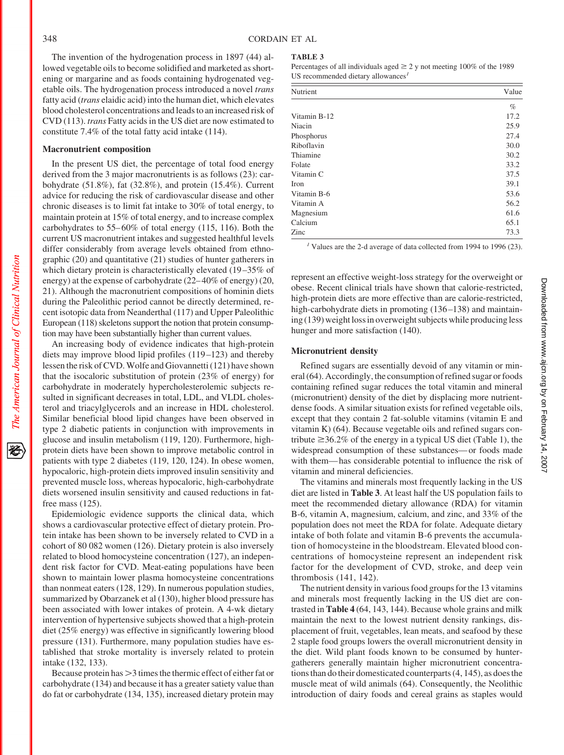The invention of the hydrogenation process in 1897 (44) allowed vegetable oils to become solidified and marketed as shortening or margarine and as foods containing hydrogenated vegetable oils. The hydrogenation process introduced a novel *trans* fatty acid (*trans* elaidic acid) into the human diet, which elevates blood cholesterol concentrations and leads to an increased risk of CVD (113). *trans* Fatty acids in the US diet are now estimated to constitute 7.4% of the total fatty acid intake (114).

### Macronutrient composition

In the present US diet, the percentage of total food energy derived from the 3 major macronutrients is as follows (23): carbohydrate (51.8%), fat (32.8%), and protein (15.4%). Current advice for reducing the risk of cardiovascular disease and other chronic diseases is to limit fat intake to 30% of total energy, to maintain protein at 15% of total energy, and to increase complex carbohydrates to 55–60% of total energy (115, 116). Both the current US macronutrient intakes and suggested healthful levels differ considerably from average levels obtained from ethnographic (20) and quantitative (21) studies of hunter gatherers in which dietary protein is characteristically elevated (19–35% of energy) at the expense of carbohydrate (22–40% of energy) (20, 21). Although the macronutrient compositions of hominin diets during the Paleolithic period cannot be directly determined, recent isotopic data from Neanderthal (117) and Upper Paleolithic European (118) skeletons support the notion that protein consumption may have been substantially higher than current values.

An increasing body of evidence indicates that high-protein diets may improve blood lipid profiles (119–123) and thereby lessen the risk of CVD. Wolfe and Giovannetti (121) have shown that the isocaloric substitution of protein (23% of energy) for carbohydrate in moderately hypercholesterolemic subjects resulted in significant decreases in total, LDL, and VLDL cholesterol and triacylglycerols and an increase in HDL cholesterol. Similar beneficial blood lipid changes have been observed in type 2 diabetic patients in conjunction with improvements in glucose and insulin metabolism (119, 120). Furthermore, high-protein diets have been shown to improve metabolic control in patients with type 2 diabetes (119, 120, 124). In obese women, hypocaloric, high-protein diets improved insulin sensitivity and prevented muscle loss, whereas hypocaloric, high-carbohydrate diets worsened insulin sensitivity and caused reductions in fat-free mass (125).

Epidemiologic evidence supports the clinical data, which shows a cardiovascular protective effect of dietary protein. Protein intake has been shown to be inversely related to CVD in a cohort of 80 082 women (126). Dietary protein is also inversely related to blood homocysteine concentration (127), an independent risk factor for CVD. Meat-eating populations have been shown to maintain lower plasma homocysteine concentrations than nonmeat eaters (128, 129). In numerous population studies, summarized by Obarzanek et al (130), higher blood pressure has been associated with lower intakes of protein. A 4-wk dietary intervention of hypertensive subjects showed that a high-protein diet (25% energy) was effective in significantly lowering blood pressure (131). Furthermore, many population studies have established that stroke mortality is inversely related to protein intake (132, 133).

Because protein has >3 times the thermic effect of either fat or carbohydrate (134) and because it has a greater satiety value than do fat or carbohydrate (134, 135), increased dietary protein may represent an effective weight-loss strategy for the overweight or obese. Recent clinical trials have shown that calorie-restricted, high-protein diets are more effective than are calorie-restricted, high-carbohydrate diets in promoting (136–138) and maintaining (139) weight loss in overweight subjects while producing less hunger and more satisfaction (140).

**TABLE 3**
Percentages of all individuals aged ≥ 2 y not meeting 100% of the 1989 US recommended dietary allowances[1]

| Nutrient | Value |
|---|---|
| | % |
| Vitamin B-12 | 17.2 |
| Niacin | 25.9 |
| Phosphorus | 27.4 |
| Riboflavin | 30.0 |
| Thiamine | 30.2 |
| Folate | 33.2 |
| Vitamin C | 37.5 |
| Iron | 39.1 |
| Vitamin B-6 | 53.6 |
| Vitamin A | 56.2 |
| Magnesium | 61.6 |
| Calcium | 65.1 |
| Zinc | 73.3 |

[1] Values are the 2-d average of data collected from 1994 to 1996 (23).

### Micronutrient density

Refined sugars are essentially devoid of any vitamin or mineral (64). Accordingly, the consumption of refined sugar or foods containing refined sugar reduces the total vitamin and mineral (micronutrient) density of the diet by displacing more nutrient-dense foods. A similar situation exists for refined vegetable oils, except that they contain 2 fat-soluble vitamins (vitamin E and vitamin K) (64). Because vegetable oils and refined sugars contribute ≥36.2% of the energy in a typical US diet (Table 1), the widespread consumption of these substances—or foods made with them—has considerable potential to influence the risk of vitamin and mineral deficiencies.

The vitamins and minerals most frequently lacking in the US diet are listed in **Table 3**. At least half the US population fails to meet the recommended dietary allowance (RDA) for vitamin B-6, vitamin A, magnesium, calcium, and zinc, and 33% of the population does not meet the RDA for folate. Adequate dietary intake of both folate and vitamin B-6 prevents the accumulation of homocysteine in the bloodstream. Elevated blood concentrations of homocysteine represent an independent risk factor for the development of CVD, stroke, and deep vein thrombosis (141, 142).

The nutrient density in various food groups for the 13 vitamins and minerals most frequently lacking in the US diet are contrasted in **Table 4** (64, 143, 144). Because whole grains and milk maintain the next to the lowest nutrient density rankings, displacement of fruit, vegetables, lean meats, and seafood by these 2 staple food groups lowers the overall micronutrient density in the diet. Wild plant foods known to be consumed by hunter-gatherers generally maintain higher micronutrient concentrations than do their domesticated counterparts (4, 145), as does the muscle meat of wild animals (64). Consequently, the Neolithic introduction of dairy foods and cereal grains as staples would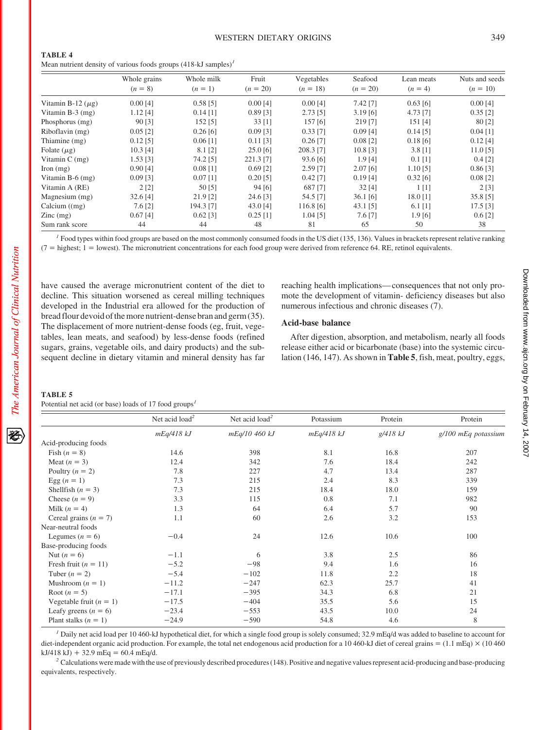**TABLE 4**
Mean nutrient density of various foods groups (418-kJ samples)[1]

| | Whole grains ($n = 8$) | Whole milk ($n = 1$) | Fruit ($n = 20$) | Vegetables ($n = 18$) | Seafood ($n = 20$) | Lean meats ($n = 4$) | Nuts and seeds ($n = 10$) |
|---|---|---|---|---|---|---|---|
| Vitamin B-12 ($\mu$g) | 0.00 [4] | 0.58 [5] | 0.00 [4] | 0.00 [4] | 7.42 [7] | 0.63 [6] | 0.00 [4] |
| Vitamin B-3 (mg) | 1.12 [4] | 0.14 [1] | 0.89 [3] | 2.73 [5] | 3.19 [6] | 4.73 [7] | 0.35 [2] |
| Phosphorus (mg) | 90 [3] | 152 [5] | 33 [1] | 157 [6] | 219 [7] | 151 [4] | 80 [2] |
| Riboflavin (mg) | 0.05 [2] | 0.26 [6] | 0.09 [3] | 0.33 [7] | 0.09 [4] | 0.14 [5] | 0.04 [1] |
| Thiamine (mg) | 0.12 [5] | 0.06 [1] | 0.11 [3] | 0.26 [7] | 0.08 [2] | 0.18 [6] | 0.12 [4] |
| Folate ($\mu$g) | 10.3 [4] | 8.1 [2] | 25.0 [6] | 208.3 [7] | 10.8 [3] | 3.8 [1] | 11.0 [5] |
| Vitamin C (mg) | 1.53 [3] | 74.2 [5] | 221.3 [7] | 93.6 [6] | 1.9 [4] | 0.1 [1] | 0.4 [2] |
| Iron (mg) | 0.90 [4] | 0.08 [1] | 0.69 [2] | 2.59 [7] | 2.07 [6] | 1.10 [5] | 0.86 [3] |
| Vitamin B-6 (mg) | 0.09 [3] | 0.07 [1] | 0.20 [5] | 0.42 [7] | 0.19 [4] | 0.32 [6] | 0.08 [2] |
| Vitamin A (RE) | 2 [2] | 50 [5] | 94 [6] | 687 [7] | 32 [4] | 1 [1] | 2 [3] |
| Magnesium (mg) | 32.6 [4] | 21.9 [2] | 24.6 [3] | 54.5 [7] | 36.1 [6] | 18.0 [1] | 35.8 [5] |
| Calcium ((mg) | 7.6 [2] | 194.3 [7] | 43.0 [4] | 116.8 [6] | 43.1 [5] | 6.1 [1] | 17.5 [3] |
| Zinc (mg) | 0.67 [4] | 0.62 [3] | 0.25 [1] | 1.04 [5] | 7.6 [7] | 1.9 [6] | 0.6 [2] |
| Sum rank score | 44 | 44 | 48 | 81 | 65 | 50 | 38 |

[1] Food types within food groups are based on the most commonly consumed foods in the US diet (135, 136). Values in brackets represent relative ranking (7 = highest; 1 = lowest). The micronutrient concentrations for each food group were derived from reference 64. RE, retinol equivalents.

have caused the average micronutrient content of the diet to decline. This situation worsened as cereal milling techniques developed in the Industrial era allowed for the production of bread flour devoid of the more nutrient-dense bran and germ (35). The displacement of more nutrient-dense foods (eg, fruit, vegetables, lean meats, and seafood) by less-dense foods (refined sugars, grains, vegetable oils, and dairy products) and the subsequent decline in dietary vitamin and mineral density has far reaching health implications—consequences that not only promote the development of vitamin- deficiency diseases but also numerous infectious and chronic diseases (7).

### Acid-base balance

After digestion, absorption, and metabolism, nearly all foods release either acid or bicarbonate (base) into the systemic circulation (146, 147). As shown in **Table 5**, fish, meat, poultry, eggs,

**TABLE 5**
Potential net acid (or base) loads of 17 food groups[1]

| | Net acid load[2] | Net acid load[2] | Potassium | Protein | Protein |
|---|---|---|---|---|---|
| | *mEq/418 kJ* | *mEq/10 460 kJ* | *mEq/418 kJ* | *g/418 kJ* | *g/100 mEq potassium* |
| Acid-producing foods | | | | | |
| Fish ($n = 8$) | 14.6 | 398 | 8.1 | 16.8 | 207 |
| Meat ($n = 3$) | 12.4 | 342 | 7.6 | 18.4 | 242 |
| Poultry ($n = 2$) | 7.8 | 227 | 4.7 | 13.4 | 287 |
| Egg ($n = 1$) | 7.3 | 215 | 2.4 | 8.3 | 339 |
| Shellfish ($n = 3$) | 7.3 | 215 | 18.4 | 18.0 | 159 |
| Cheese ($n = 9$) | 3.3 | 115 | 0.8 | 7.1 | 982 |
| Milk ($n = 4$) | 1.3 | 64 | 6.4 | 5.7 | 90 |
| Cereal grains ($n = 7$) | 1.1 | 60 | 2.6 | 3.2 | 153 |
| Near-neutral foods | | | | | |
| Legumes ($n = 6$) | −0.4 | 24 | 12.6 | 10.6 | 100 |
| Base-producing foods | | | | | |
| Nut ($n = 6$) | −1.1 | 6 | 3.8 | 2.5 | 86 |
| Fresh fruit ($n = 11$) | −5.2 | −98 | 9.4 | 1.6 | 16 |
| Tuber ($n = 2$) | −5.4 | −102 | 11.8 | 2.2 | 18 |
| Mushroom ($n = 1$) | −11.2 | −247 | 62.3 | 25.7 | 41 |
| Root ($n = 5$) | −17.1 | −395 | 34.3 | 6.8 | 21 |
| Vegetable fruit ($n = 1$) | −17.5 | −404 | 35.5 | 5.6 | 15 |
| Leafy greens ($n = 6$) | −23.4 | −553 | 43.5 | 10.0 | 24 |
| Plant stalks ($n = 1$) | −24.9 | −590 | 54.8 | 4.6 | 8 |

[1] Daily net acid load per 10 460-kJ hypothetical diet, for which a single food group is solely consumed; 32.9 mEq/d was added to baseline to account for diet-independent organic acid production. For example, the total net endogenous acid production for a 10 460-kJ diet of cereal grains = (1.1 mEq) × (10 460 kJ/418 kJ) + 32.9 mEq = 60.4 mEq/d.

[2] Calculations were made with the use of previously described procedures (148). Positive and negative values represent acid-producing and base-producing equivalents, respectively.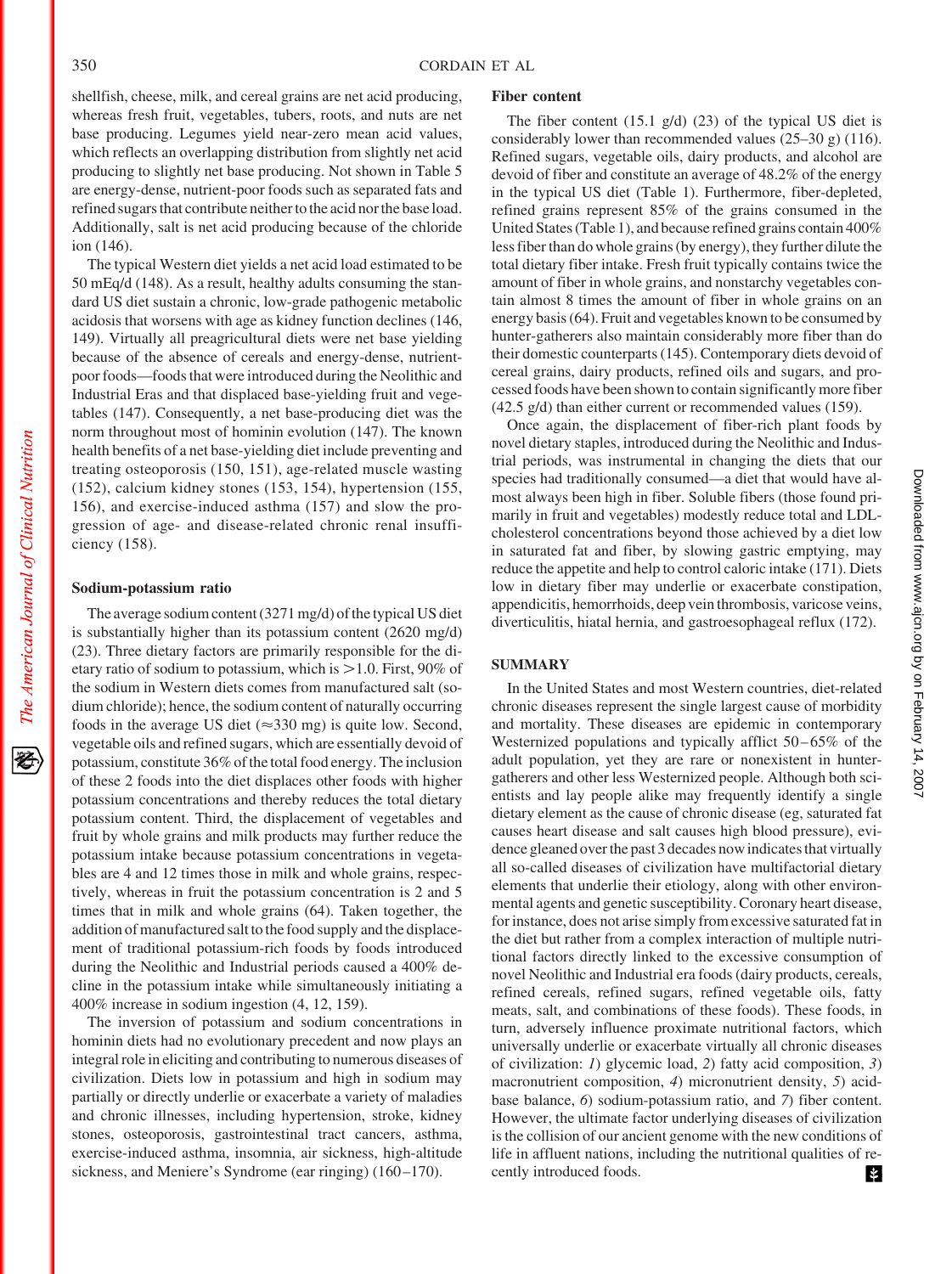shellfish, cheese, milk, and cereal grains are net acid producing, whereas fresh fruit, vegetables, tubers, roots, and nuts are net base producing. Legumes yield near-zero mean acid values, which reflects an overlapping distribution from slightly net acid producing to slightly net base producing. Not shown in Table 5 are energy-dense, nutrient-poor foods such as separated fats and refined sugars that contribute neither to the acid nor the base load. Additionally, salt is net acid producing because of the chloride ion (146).

The typical Western diet yields a net acid load estimated to be 50 mEq/d (148). As a result, healthy adults consuming the standard US diet sustain a chronic, low-grade pathogenic metabolic acidosis that worsens with age as kidney function declines (146, 149). Virtually all preagricultural diets were net base yielding because of the absence of cereals and energy-dense, nutrient-poor foods—foods that were introduced during the Neolithic and Industrial Eras and that displaced base-yielding fruit and vegetables (147). Consequently, a net base-producing diet was the norm throughout most of hominin evolution (147). The known health benefits of a net base-yielding diet include preventing and treating osteoporosis (150, 151), age-related muscle wasting (152), calcium kidney stones (153, 154), hypertension (155, 156), and exercise-induced asthma (157) and slow the progression of age- and disease-related chronic renal insufficiency (158).

### Sodium-potassium ratio

The average sodium content (3271 mg/d) of the typical US diet is substantially higher than its potassium content (2620 mg/d) (23). Three dietary factors are primarily responsible for the dietary ratio of sodium to potassium, which is >1.0. First, 90% of the sodium in Western diets comes from manufactured salt (sodium chloride); hence, the sodium content of naturally occurring foods in the average US diet (≈330 mg) is quite low. Second, vegetable oils and refined sugars, which are essentially devoid of potassium, constitute 36% of the total food energy. The inclusion of these 2 foods into the diet displaces other foods with higher potassium concentrations and thereby reduces the total dietary potassium content. Third, the displacement of vegetables and fruit by whole grains and milk products may further reduce the potassium intake because potassium concentrations in vegetables are 4 and 12 times those in milk and whole grains, respectively, whereas in fruit the potassium concentration is 2 and 5 times that in milk and whole grains (64). Taken together, the addition of manufactured salt to the food supply and the displacement of traditional potassium-rich foods by foods introduced during the Neolithic and Industrial periods caused a 400% decline in the potassium intake while simultaneously initiating a 400% increase in sodium ingestion (4, 12, 159).

The inversion of potassium and sodium concentrations in hominin diets had no evolutionary precedent and now plays an integral role in eliciting and contributing to numerous diseases of civilization. Diets low in potassium and high in sodium may partially or directly underlie or exacerbate a variety of maladies and chronic illnesses, including hypertension, stroke, kidney stones, osteoporosis, gastrointestinal tract cancers, asthma, exercise-induced asthma, insomnia, air sickness, high-altitude sickness, and Meniere's Syndrome (ear ringing) (160–170).

### Fiber content

The fiber content (15.1 g/d) (23) of the typical US diet is considerably lower than recommended values (25–30 g) (116). Refined sugars, vegetable oils, dairy products, and alcohol are devoid of fiber and constitute an average of 48.2% of the energy in the typical US diet (Table 1). Furthermore, fiber-depleted, refined grains represent 85% of the grains consumed in the United States (Table 1), and because refined grains contain 400% less fiber than do whole grains (by energy), they further dilute the total dietary fiber intake. Fresh fruit typically contains twice the amount of fiber in whole grains, and nonstarchy vegetables contain almost 8 times the amount of fiber in whole grains on an energy basis (64). Fruit and vegetables known to be consumed by hunter-gatherers also maintain considerably more fiber than do their domestic counterparts (145). Contemporary diets devoid of cereal grains, dairy products, refined oils and sugars, and processed foods have been shown to contain significantly more fiber (42.5 g/d) than either current or recommended values (159).

Once again, the displacement of fiber-rich plant foods by novel dietary staples, introduced during the Neolithic and Industrial periods, was instrumental in changing the diets that our species had traditionally consumed—a diet that would have almost always been high in fiber. Soluble fibers (those found primarily in fruit and vegetables) modestly reduce total and LDL-cholesterol concentrations beyond those achieved by a diet low in saturated fat and fiber, by slowing gastric emptying, may reduce the appetite and help to control caloric intake (171). Diets low in dietary fiber may underlie or exacerbate constipation, appendicitis, hemorrhoids, deep vein thrombosis, varicose veins, diverticulitis, hiatal hernia, and gastroesophageal reflux (172).

## SUMMARY

In the United States and most Western countries, diet-related chronic diseases represent the single largest cause of morbidity and mortality. These diseases are epidemic in contemporary Westernized populations and typically afflict 50–65% of the adult population, yet they are rare or nonexistent in hunter-gatherers and other less Westernized people. Although both scientists and lay people alike may frequently identify a single dietary element as the cause of chronic disease (eg, saturated fat causes heart disease and salt causes high blood pressure), evidence gleaned over the past 3 decades now indicates that virtually all so-called diseases of civilization have multifactorial dietary elements that underlie their etiology, along with other environmental agents and genetic susceptibility. Coronary heart disease, for instance, does not arise simply from excessive saturated fat in the diet but rather from a complex interaction of multiple nutritional factors directly linked to the excessive consumption of novel Neolithic and Industrial era foods (dairy products, cereals, refined cereals, refined sugars, refined vegetable oils, fatty meats, salt, and combinations of these foods). These foods, in turn, adversely influence proximate nutritional factors, which universally underlie or exacerbate virtually all chronic diseases of civilization: *1*) glycemic load, *2*) fatty acid composition, *3*) macronutrient composition, *4*) micronutrient density, *5*) acid-base balance, *6*) sodium-potassium ratio, and *7*) fiber content. However, the ultimate factor underlying diseases of civilization is the collision of our ancient genome with the new conditions of life in affluent nations, including the nutritional qualities of recently introduced foods.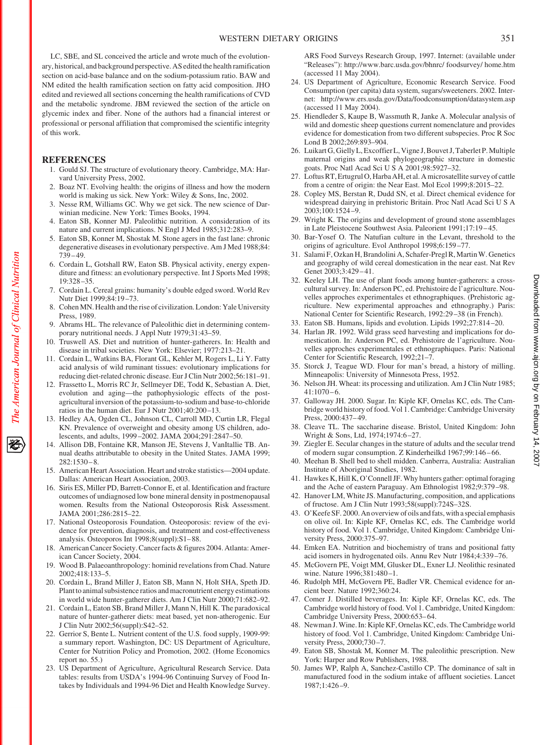LC, SBE, and SL conceived the article and wrote much of the evolutionary, historical, and background perspective. AS edited the health ramification section on acid-base balance and on the sodium-potassium ratio. BAW and NM edited the health ramification section on fatty acid composition. JHO edited and reviewed all sections concerning the health ramifications of CVD and the metabolic syndrome. JBM reviewed the section of the article on glycemic index and fiber. None of the authors had a financial interest or professional or personal affiliation that compromised the scientific integrity of this work.

## REFERENCES

1. Gould SJ. The structure of evolutionary theory. Cambridge, MA: Harvard University Press, 2002.
2. Boaz NT. Evolving health: the origins of illness and how the modern world is making us sick. New York: Wiley & Sons, Inc, 2002.
3. Nesse RM, Williams GC. Why we get sick. The new science of Darwinian medicine. New York: Times Books, 1994.
4. Eaton SB, Konner MJ. Paleolithic nutrition. A consideration of its nature and current implications. N Engl J Med 1985;312:283–9.
5. Eaton SB, Konner M, Shostak M. Stone agers in the fast lane: chronic degenerative diseases in evolutionary perspective. Am J Med 1988;84:739–49.
6. Cordain L, Gotshall RW, Eaton SB. Physical activity, energy expenditure and fitness: an evolutionary perspective. Int J Sports Med 1998;19:328–35.
7. Cordain L. Cereal grains: humanity's double edged sword. World Rev Nutr Diet 1999;84:19–73.
8. Cohen MN. Health and the rise of civilization. London: Yale University Press, 1989.
9. Abrams HL. The relevance of Paleolithic diet in determining contemporary nutritional needs. J Appl Nutr 1979;31:43–59.
10. Truswell AS. Diet and nutrition of hunter-gatherers. In: Health and disease in tribal societies. New York: Elsevier; 1977:213–21.
11. Cordain L, Watkins BA, Florant GL, Kehler M, Rogers L, Li Y. Fatty acid analysis of wild ruminant tissues: evolutionary implications for reducing diet-related chronic disease. Eur J Clin Nutr 2002;56:181–91.
12. Frassetto L, Morris RC Jr, Sellmeyer DE, Todd K, Sebastian A. Diet, evolution and aging—the pathophysiologic effects of the post-agricultural inversion of the potassium-to-sodium and base-to-chloride ratios in the human diet. Eur J Nutr 2001;40:200–13.
13. Hedley AA, Ogden CL, Johnson CL, Carroll MD, Curtin LR, Flegal KN. Prevalence of overweight and obesity among US children, adolescents, and adults, 1999–2002. JAMA 2004;291:2847–50.
14. Allison DB, Fontaine KR, Manson JE, Stevens J, VanItallie TB. Annual deaths attributable to obesity in the United States. JAMA 1999;282:1530–8.
15. American Heart Association. Heart and stroke statistics—2004 update. Dallas: American Heart Association, 2003.
16. Siris ES, Miller PD, Barrett-Connor E, et al. Identification and fracture outcomes of undiagnosed low bone mineral density in postmenopausal women. Results from the National Osteoporosis Risk Assessment. JAMA 2001;286:2815–22.
17. National Osteoporosis Foundation. Osteoporosis: review of the evidence for prevention, diagnosis, and treatment and cost-effectiveness analysis. Osteoporos Int 1998;8(suppl):S1–88.
18. American Cancer Society. Cancer facts & figures 2004. Atlanta: American Cancer Society, 2004.
19. Wood B. Palaeoanthropology: hominid revelations from Chad. Nature 2002;418:133–5.
20. Cordain L, Brand Miller J, Eaton SB, Mann N, Holt SHA, Speth JD. Plant to animal subsistence ratios and macronutrient energy estimations in world wide hunter-gatherer diets. Am J Clin Nutr 2000;71:682–92.
21. Cordain L, Eaton SB, Brand Miller J, Mann N, Hill K. The paradoxical nature of hunter-gatherer diets: meat based, yet non-atherogenic. Eur J Clin Nutr 2002;56(suppl):S42–52.
22. Gerrior S, Bente L. Nutrient content of the U.S. food supply, 1909-99: a summary report. Washington, DC: US Department of Agriculture, Center for Nutrition Policy and Promotion, 2002. (Home Economics report no. 55.)
23. US Department of Agriculture, Agricultural Research Service. Data tables: results from USDA's 1994-96 Continuing Survey of Food Intakes by Individuals and 1994-96 Diet and Health Knowledge Survey. ARS Food Surveys Research Group, 1997. Internet: (available under "Releases"): http://www.barc.usda.gov/bhnrc/ foodsurvey/ home.htm (accessed 11 May 2004).
24. US Department of Agriculture, Economic Research Service. Food Consumption (per capita) data system, sugars/sweeteners. 2002. Internet: http://www.ers.usda.gov/Data/foodconsumption/datasystem.asp (accessed 11 May 2004).
25. Hiendleder S, Kaupe B, Wassmuth R, Janke A. Molecular analysis of wild and domestic sheep questions current nomenclature and provides evidence for domestication from two different subspecies. Proc R Soc Lond B 2002;269:893–904.
26. Luikart G, Gielly L, Excoffier L, Vigne J, Bouvet J, Taberlet P. Multiple maternal origins and weak phylogeographic structure in domestic goats. Proc Natl Acad Sci U S A 2001;98:5927–32.
27. Loftus RT, Ertugrul O, Harba AH, et al. A microsatellite survey of cattle from a centre of origin: the Near East. Mol Ecol 1999;8:2015–22.
28. Copley MS, Berstan R, Dudd SN, et al. Direct chemical evidence for widespread dairying in prehistoric Britain. Proc Natl Acad Sci U S A 2003;100:1524–9.
29. Wright K. The origins and development of ground stone assemblages in Late Pleistocene Southwest Asia. Paleorient 1991;17:19–45.
30. Bar-Yosef O. The Natufian culture in the Levant, threshold to the origins of agriculture. Evol Anthropol 1998;6:159–77.
31. Salami F, Ozkan H, Brandolini A, Schafer-Pregl R, Martin W. Genetics and geography of wild cereal domestication in the near east. Nat Rev Genet 2003;3:429–41.
32. Keeley LH. The use of plant foods among hunter-gatherers: a cross-cultural survey. In: Anderson PC, ed. Prehistoire de l'agriculture. Nouvelles approches experimentales et ethnographiques. (Prehistoric agriculture. New experimental approaches and ethnography.) Paris: National Center for Scientific Research, 1992:29–38 (in French).
33. Eaton SB. Humans, lipids and evolution. Lipids 1992;27:814–20.
34. Harlan JR. 1992. Wild grass seed harvesting and implications for domestication. In: Anderson PC, ed. Prehistoire de l'agriculture. Nouvelles approches experimentales et ethnographiques. Paris: National Center for Scientific Research, 1992;21–7.
35. Storck J, Teague WD. Flour for man's bread, a history of milling. Minneapolis: University of Minnesota Press, 1952.
36. Nelson JH. Wheat: its processing and utilization. Am J Clin Nutr 1985;41:1070–6.
37. Galloway JH. 2000. Sugar. In: Kiple KF, Ornelas KC, eds. The Cambridge world history of food. Vol 1. Cambridge: Cambridge University Press, 2000:437–49.
38. Cleave TL. The saccharine disease. Bristol, United Kingdom: John Wright & Sons, Ltd, 1974;1974:6–27.
39. Ziegler E. Secular changes in the stature of adults and the secular trend of modern sugar consumption. Z Kinderheilkd 1967;99:146–66.
40. Meehan B. Shell bed to shell midden. Canberra, Australia: Australian Institute of Aboriginal Studies, 1982.
41. Hawkes K, Hill K, O'Connell JF. Why hunters gather: optimal foraging and the Ache of eastern Paraguay. Am Ethnologist 1982;9:379–98.
42. Hanover LM, White JS. Manufacturing, composition, and applications of fructose. Am J Clin Nutr 1993;58(suppl):724S–32S.
43. O'Keefe SF. 2000. An overview of oils and fats, with a special emphasis on olive oil. In: Kiple KF, Ornelas KC, eds. The Cambridge world history of food. Vol 1. Cambridge, United Kingdom: Cambridge University Press, 2000:375–97.
44. Emken EA. Nutrition and biochemistry of trans and positional fatty acid isomers in hydrogenated oils. Annu Rev Nutr 1984;4:339–76.
45. McGovern PE, Voigt MM, Glusker DL, Exner LJ. Neolithic resinated wine. Nature 1996;381:480–1.
46. Rudolph MH, McGovern PE, Badler VR. Chemical evidence for ancient beer. Nature 1992;360:24.
47. Comer J. Distilled beverages. In: Kiple KF, Ornelas KC, eds. The Cambridge world history of food. Vol 1. Cambridge, United Kingdom: Cambridge University Press, 2000:653–64.
48. Newman J. Wine. In: Kiple KF, Ornelas KC, eds. The Cambridge world history of food. Vol 1. Cambridge, United Kingdom: Cambridge University Press, 2000;730–7.
49. Eaton SB, Shostak M, Konner M. The paleolithic prescription. New York: Harper and Row Publishers, 1988.
50. James WP, Ralph A, Sanchez-Castillo CP. The dominance of salt in manufactured food in the sodium intake of affluent societies. Lancet 1987;1:426–9.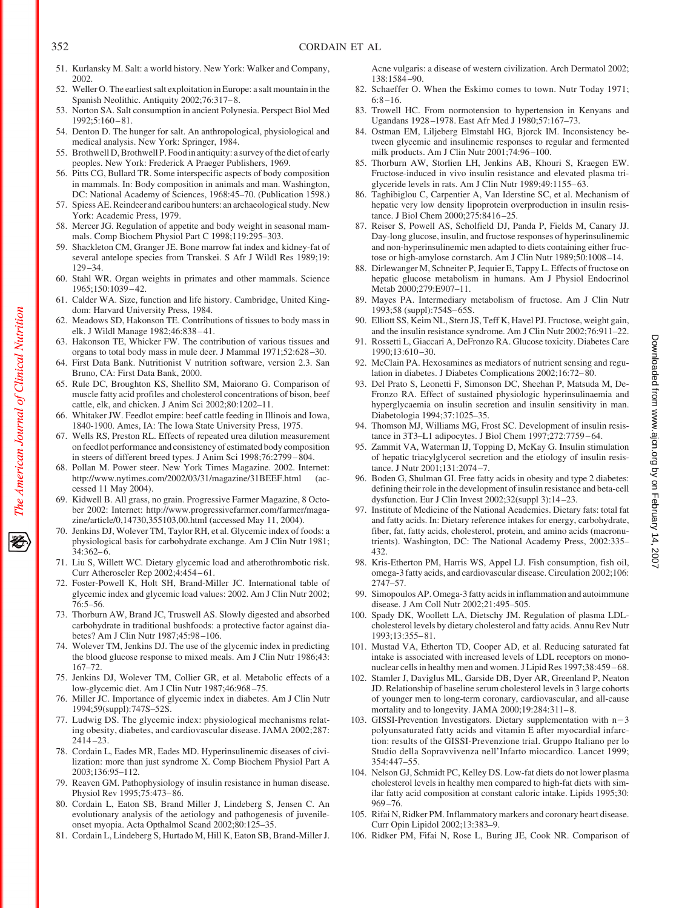51. Kurlansky M. Salt: a world history. New York: Walker and Company, 2002.
52. Weller O. The earliest salt exploitation in Europe: a salt mountain in the Spanish Neolithic. Antiquity 2002;76:317–8.
53. Norton SA. Salt consumption in ancient Polynesia. Perspect Biol Med 1992;5:160–81.
54. Denton D. The hunger for salt. An anthropological, physiological and medical analysis. New York: Springer, 1984.
55. Brothwell D, Brothwell P. Food in antiquity: a survey of the diet of early peoples. New York: Frederick A Praeger Publishers, 1969.
56. Pitts CG, Bullard TR. Some interspecific aspects of body composition in mammals. In: Body composition in animals and man. Washington, DC: National Academy of Sciences, 1968:45–70. (Publication 1598.)
57. Spiess AE. Reindeer and caribou hunters: an archaeological study. New York: Academic Press, 1979.
58. Mercer JG. Regulation of appetite and body weight in seasonal mammals. Comp Biochem Physiol Part C 1998;119:295–303.
59. Shackleton CM, Granger JE. Bone marrow fat index and kidney-fat of several antelope species from Transkei. S Afr J Wildl Res 1989;19:129–34.
60. Stahl WR. Organ weights in primates and other mammals. Science 1965;150:1039–42.
61. Calder WA. Size, function and life history. Cambridge, United Kingdom: Harvard University Press, 1984.
62. Meadows SD, Hakonson TE. Contributions of tissues to body mass in elk. J Wildl Manage 1982;46:838–41.
63. Hakonson TE, Whicker FW. The contribution of various tissues and organs to total body mass in mule deer. J Mammal 1971;52:628–30.
64. First Data Bank. Nutritionist V nutrition software, version 2.3. San Bruno, CA: First Data Bank, 2000.
65. Rule DC, Broughton KS, Shellito SM, Maiorano G. Comparison of muscle fatty acid profiles and cholesterol concentrations of bison, beef cattle, elk, and chicken. J Anim Sci 2002;80:1202–11.
66. Whitaker JW. Feedlot empire: beef cattle feeding in Illinois and Iowa, 1840-1900. Ames, IA: The Iowa State University Press, 1975.
67. Wells RS, Preston RL. Effects of repeated urea dilution measurement on feedlot performance and consistency of estimated body composition in steers of different breed types. J Anim Sci 1998;76:2799–804.
68. Pollan M. Power steer. New York Times Magazine. 2002. Internet: http://www.nytimes.com/2002/03/31/magazine/31BEEF.html (accessed 11 May 2004).
69. Kidwell B. All grass, no grain. Progressive Farmer Magazine, 8 October 2002: Internet: http://www.progressivefarmer.com/farmer/magazine/article/0,14730,355103,00.html (accessed May 11, 2004).
70. Jenkins DJ, Wolever TM, Taylor RH, et al. Glycemic index of foods: a physiological basis for carbohydrate exchange. Am J Clin Nutr 1981;34:362–6.
71. Liu S, Willett WC. Dietary glycemic load and atherothrombotic risk. Curr Atheroscler Rep 2002;4:454–61.
72. Foster-Powell K, Holt SH, Brand-Miller JC. International table of glycemic index and glycemic load values: 2002. Am J Clin Nutr 2002;76:5–56.
73. Thorburn AW, Brand JC, Truswell AS. Slowly digested and absorbed carbohydrate in traditional bushfoods: a protective factor against diabetes? Am J Clin Nutr 1987;45:98–106.
74. Wolever TM, Jenkins DJ. The use of the glycemic index in predicting the blood glucose response to mixed meals. Am J Clin Nutr 1986;43:167–72.
75. Jenkins DJ, Wolever TM, Collier GR, et al. Metabolic effects of a low-glycemic diet. Am J Clin Nutr 1987;46:968–75.
76. Miller JC. Importance of glycemic index in diabetes. Am J Clin Nutr 1994;59(suppl):747S–52S.
77. Ludwig DS. The glycemic index: physiological mechanisms relating obesity, diabetes, and cardiovascular disease. JAMA 2002;287:2414–23.
78. Cordain L, Eades MR, Eades MD. Hyperinsulinemic diseases of civilization: more than just syndrome X. Comp Biochem Physiol Part A 2003;136:95–112.
79. Reaven GM. Pathophysiology of insulin resistance in human disease. Physiol Rev 1995;75:473–86.
80. Cordain L, Eaton SB, Brand Miller J, Lindeberg S, Jensen C. An evolutionary analysis of the aetiology and pathogenesis of juvenile-onset myopia. Acta Opthalmol Scand 2002;80:125–35.
81. Cordain L, Lindeberg S, Hurtado M, Hill K, Eaton SB, Brand-Miller J. Acne vulgaris: a disease of western civilization. Arch Dermatol 2002;138:1584–90.
82. Schaeffer O. When the Eskimo comes to town. Nutr Today 1971;6:8–16.
83. Trowell HC. From normotension to hypertension in Kenyans and Ugandans 1928–1978. East Afr Med J 1980;57:167–73.
84. Ostman EM, Liljeberg Elmstahl HG, Bjorck IM. Inconsistency between glycemic and insulinemic responses to regular and fermented milk products. Am J Clin Nutr 2001;74:96–100.
85. Thorburn AW, Storlien LH, Jenkins AB, Khouri S, Kraegen EW. Fructose-induced in vivo insulin resistance and elevated plasma triglyceride levels in rats. Am J Clin Nutr 1989;49:1155–63.
86. Taghibiglou C, Carpentier A, Van Iderstine SC, et al. Mechanism of hepatic very low density lipoprotein overproduction in insulin resistance. J Biol Chem 2000;275:8416–25.
87. Reiser S, Powell AS, Scholfield DJ, Panda P, Fields M, Canary JJ. Day-long glucose, insulin, and fructose responses of hyperinsulinemic and non-hyperinsulinemic men adapted to diets containing either fructose or high-amylose cornstarch. Am J Clin Nutr 1989;50:1008–14.
88. Dirlewanger M, Schneiter P, Jequier E, Tappy L. Effects of fructose on hepatic glucose metabolism in humans. Am J Physiol Endocrinol Metab 2000;279:E907–11.
89. Mayes PA. Intermediary metabolism of fructose. Am J Clin Nutr 1993;58 (suppl):754S–65S.
90. Elliott SS, Keim NL, Stern JS, Teff K, Havel PJ. Fructose, weight gain, and the insulin resistance syndrome. Am J Clin Nutr 2002;76:911–22.
91. Rossetti L, Giaccari A, DeFronzo RA. Glucose toxicity. Diabetes Care 1990;13:610–30.
92. McClain PA. Hexosamines as mediators of nutrient sensing and regulation in diabetes. J Diabetes Complications 2002;16:72–80.
93. Del Prato S, Leonetti F, Simonson DC, Sheehan P, Matsuda M, DeFronzo RA. Effect of sustained physiologic hyperinsulinaemia and hyperglycaemia on insulin secretion and insulin sensitivity in man. Diabetologia 1994;37:1025–35.
94. Thomson MJ, Williams MG, Frost SC. Development of insulin resistance in 3T3–L1 adipocytes. J Biol Chem 1997;272:7759–64.
95. Zammit VA, Waterman IJ, Topping D, McKay G. Insulin stimulation of hepatic triacylglycerol secretion and the etiology of insulin resistance. J Nutr 2001;131:2074–7.
96. Boden G, Shulman GI. Free fatty acids in obesity and type 2 diabetes: defining their role in the development of insulin resistance and beta-cell dysfunction. Eur J Clin Invest 2002;32(suppl 3):14–23.
97. Institute of Medicine of the National Academies. Dietary fats: total fat and fatty acids. In: Dietary reference intakes for energy, carbohydrate, fiber, fat, fatty acids, cholesterol, protein, and amino acids (macronutrients). Washington, DC: The National Academy Press, 2002:335–432.
98. Kris-Etherton PM, Harris WS, Appel LJ. Fish consumption, fish oil, omega-3 fatty acids, and cardiovascular disease. Circulation 2002;106:2747–57.
99. Simopoulos AP. Omega-3 fatty acids in inflammation and autoimmune disease. J Am Coll Nutr 2002;21:495–505.
100. Spady DK, Woollett LA, Dietschy JM. Regulation of plasma LDL-cholesterol levels by dietary cholesterol and fatty acids. Annu Rev Nutr 1993;13:355–81.
101. Mustad VA, Etherton TD, Cooper AD, et al. Reducing saturated fat intake is associated with increased levels of LDL receptors on mononuclear cells in healthy men and women. J Lipid Res 1997;38:459–68.
102. Stamler J, Daviglus ML, Garside DB, Dyer AR, Greenland P, Neaton JD. Relationship of baseline serum cholesterol levels in 3 large cohorts of younger men to long-term coronary, cardiovascular, and all-cause mortality and to longevity. JAMA 2000;19:284:311–8.
103. GISSI-Prevention Investigators. Dietary supplementation with n−3 polyunsaturated fatty acids and vitamin E after myocardial infarction: results of the GISSI-Prevenzione trial. Gruppo Italiano per lo Studio della Sopravvivenza nell'Infarto miocardico. Lancet 1999;354:447–55.
104. Nelson GJ, Schmidt PC, Kelley DS. Low-fat diets do not lower plasma cholesterol levels in healthy men compared to high-fat diets with similar fatty acid composition at constant caloric intake. Lipids 1995;30:969–76.
105. Rifai N, Ridker PM. Inflammatory markers and coronary heart disease. Curr Opin Lipidol 2002;13:383–9.
106. Ridker PM, Fifai N, Rose L, Buring JE, Cook NR. Comparison of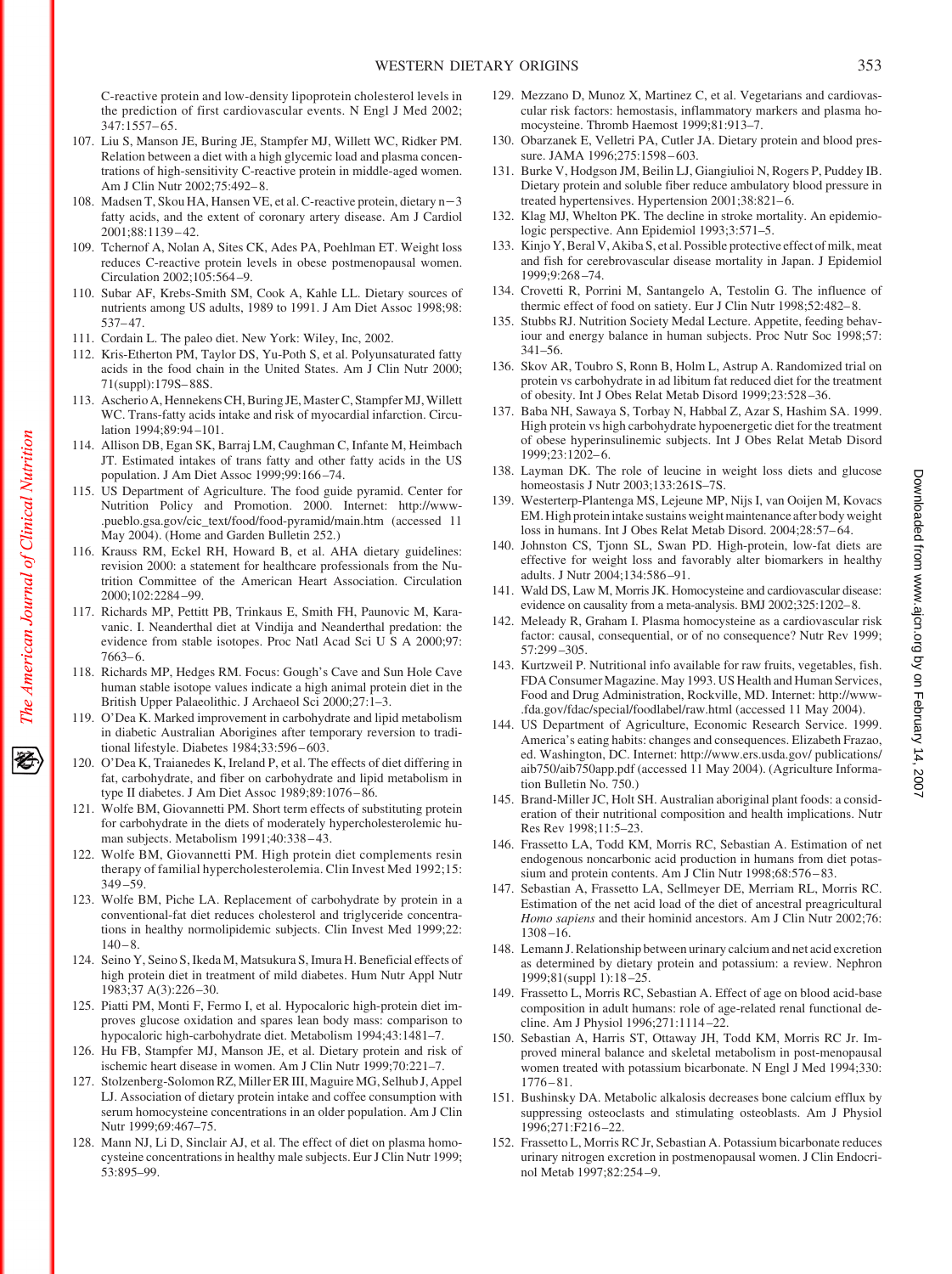C-reactive protein and low-density lipoprotein cholesterol levels in the prediction of first cardiovascular events. N Engl J Med 2002; 347:1557–65.

107. Liu S, Manson JE, Buring JE, Stampfer MJ, Willett WC, Ridker PM. Relation between a diet with a high glycemic load and plasma concentrations of high-sensitivity C-reactive protein in middle-aged women. Am J Clin Nutr 2002;75:492–8.
108. Madsen T, Skou HA, Hansen VE, et al. C-reactive protein, dietary n−3 fatty acids, and the extent of coronary artery disease. Am J Cardiol 2001;88:1139–42.
109. Tchernof A, Nolan A, Sites CK, Ades PA, Poehlman ET. Weight loss reduces C-reactive protein levels in obese postmenopausal women. Circulation 2002;105:564–9.
110. Subar AF, Krebs-Smith SM, Cook A, Kahle LL. Dietary sources of nutrients among US adults, 1989 to 1991. J Am Diet Assoc 1998;98: 537–47.
111. Cordain L. The paleo diet. New York: Wiley, Inc, 2002.
112. Kris-Etherton PM, Taylor DS, Yu-Poth S, et al. Polyunsaturated fatty acids in the food chain in the United States. Am J Clin Nutr 2000; 71(suppl):179S–88S.
113. Ascherio A, Hennekens CH, Buring JE, Master C, Stampfer MJ, Willett WC. Trans-fatty acids intake and risk of myocardial infarction. Circulation 1994;89:94–101.
114. Allison DB, Egan SK, Barraj LM, Caughman C, Infante M, Heimbach JT. Estimated intakes of trans fatty and other fatty acids in the US population. J Am Diet Assoc 1999;99:166–74.
115. US Department of Agriculture. The food guide pyramid. Center for Nutrition Policy and Promotion. 2000. Internet: http://www.pueblo.gsa.gov/cic_text/food/food-pyramid/main.htm (accessed 11 May 2004). (Home and Garden Bulletin 252.)
116. Krauss RM, Eckel RH, Howard B, et al. AHA dietary guidelines: revision 2000: a statement for healthcare professionals from the Nutrition Committee of the American Heart Association. Circulation 2000;102:2284–99.
117. Richards MP, Pettitt PB, Trinkaus E, Smith FH, Paunovic M, Karavanic. I. Neanderthal diet at Vindija and Neanderthal predation: the evidence from stable isotopes. Proc Natl Acad Sci U S A 2000;97: 7663–6.
118. Richards MP, Hedges RM. Focus: Gough's Cave and Sun Hole Cave human stable isotope values indicate a high animal protein diet in the British Upper Palaeolithic. J Archaeol Sci 2000;27:1–3.
119. O'Dea K. Marked improvement in carbohydrate and lipid metabolism in diabetic Australian Aborigines after temporary reversion to traditional lifestyle. Diabetes 1984;33:596–603.
120. O'Dea K, Traianedes K, Ireland P, et al. The effects of diet differing in fat, carbohydrate, and fiber on carbohydrate and lipid metabolism in type II diabetes. J Am Diet Assoc 1989;89:1076–86.
121. Wolfe BM, Giovannetti PM. Short term effects of substituting protein for carbohydrate in the diets of moderately hypercholesterolemic human subjects. Metabolism 1991;40:338–43.
122. Wolfe BM, Giovannetti PM. High protein diet complements resin therapy of familial hypercholesterolemia. Clin Invest Med 1992;15: 349–59.
123. Wolfe BM, Piche LA. Replacement of carbohydrate by protein in a conventional-fat diet reduces cholesterol and triglyceride concentrations in healthy normolipidemic subjects. Clin Invest Med 1999;22: 140–8.
124. Seino Y, Seino S, Ikeda M, Matsukura S, Imura H. Beneficial effects of high protein diet in treatment of mild diabetes. Hum Nutr Appl Nutr 1983;37 A(3):226–30.
125. Piatti PM, Monti F, Fermo I, et al. Hypocaloric high-protein diet improves glucose oxidation and spares lean body mass: comparison to hypocaloric high-carbohydrate diet. Metabolism 1994;43:1481–7.
126. Hu FB, Stampfer MJ, Manson JE, et al. Dietary protein and risk of ischemic heart disease in women. Am J Clin Nutr 1999;70:221–7.
127. Stolzenberg-Solomon RZ, Miller ER III, Maguire MG, Selhub J, Appel LJ. Association of dietary protein intake and coffee consumption with serum homocysteine concentrations in an older population. Am J Clin Nutr 1999;69:467–75.
128. Mann NJ, Li D, Sinclair AJ, et al. The effect of diet on plasma homocysteine concentrations in healthy male subjects. Eur J Clin Nutr 1999; 53:895–99.
129. Mezzano D, Munoz X, Martinez C, et al. Vegetarians and cardiovascular risk factors: hemostasis, inflammatory markers and plasma homocysteine. Thromb Haemost 1999;81:913–7.
130. Obarzanek E, Velletri PA, Cutler JA. Dietary protein and blood pressure. JAMA 1996;275:1598–603.
131. Burke V, Hodgson JM, Beilin LJ, Giangiulioi N, Rogers P, Puddey IB. Dietary protein and soluble fiber reduce ambulatory blood pressure in treated hypertensives. Hypertension 2001;38:821–6.
132. Klag MJ, Whelton PK. The decline in stroke mortality. An epidemiologic perspective. Ann Epidemiol 1993;3:571–5.
133. Kinjo Y, Beral V, Akiba S, et al. Possible protective effect of milk, meat and fish for cerebrovascular disease mortality in Japan. J Epidemiol 1999;9:268–74.
134. Crovetti R, Porrini M, Santangelo A, Testolin G. The influence of thermic effect of food on satiety. Eur J Clin Nutr 1998;52:482–8.
135. Stubbs RJ. Nutrition Society Medal Lecture. Appetite, feeding behaviour and energy balance in human subjects. Proc Nutr Soc 1998;57: 341–56.
136. Skov AR, Toubro S, Ronn B, Holm L, Astrup A. Randomized trial on protein vs carbohydrate in ad libitum fat reduced diet for the treatment of obesity. Int J Obes Relat Metab Disord 1999;23:528–36.
137. Baba NH, Sawaya S, Torbay N, Habbal Z, Azar S, Hashim SA. 1999. High protein vs high carbohydrate hypoenergetic diet for the treatment of obese hyperinsulinemic subjects. Int J Obes Relat Metab Disord 1999;23:1202–6.
138. Layman DK. The role of leucine in weight loss diets and glucose homeostasis J Nutr 2003;133:261S–7S.
139. Westerterp-Plantenga MS, Lejeune MP, Nijs I, van Ooijen M, Kovacs EM. High protein intake sustains weight maintenance after body weight loss in humans. Int J Obes Relat Metab Disord. 2004;28:57–64.
140. Johnston CS, Tjonn SL, Swan PD. High-protein, low-fat diets are effective for weight loss and favorably alter biomarkers in healthy adults. J Nutr 2004;134:586–91.
141. Wald DS, Law M, Morris JK. Homocysteine and cardiovascular disease: evidence on causality from a meta-analysis. BMJ 2002;325:1202–8.
142. Meleady R, Graham I. Plasma homocysteine as a cardiovascular risk factor: causal, consequential, or of no consequence? Nutr Rev 1999; 57:299–305.
143. Kurtzweil P. Nutritional info available for raw fruits, vegetables, fish. FDA Consumer Magazine. May 1993. US Health and Human Services, Food and Drug Administration, Rockville, MD. Internet: http://www.fda.gov/fdac/special/foodlabel/raw.html (accessed 11 May 2004).
144. US Department of Agriculture, Economic Research Service. 1999. America's eating habits: changes and consequences. Elizabeth Frazao, ed. Washington, DC. Internet: http://www.ers.usda.gov/ publications/aib750/aib750app.pdf (accessed 11 May 2004). (Agriculture Information Bulletin No. 750.)
145. Brand-Miller JC, Holt SH. Australian aboriginal plant foods: a consideration of their nutritional composition and health implications. Nutr Res Rev 1998;11:5–23.
146. Frassetto LA, Todd KM, Morris RC, Sebastian A. Estimation of net endogenous noncarbonic acid production in humans from diet potassium and protein contents. Am J Clin Nutr 1998;68:576–83.
147. Sebastian A, Frassetto LA, Sellmeyer DE, Merriam RL, Morris RC. Estimation of the net acid load of the diet of ancestral preagricultural *Homo sapiens* and their hominid ancestors. Am J Clin Nutr 2002;76: 1308–16.
148. Lemann J. Relationship between urinary calcium and net acid excretion as determined by dietary protein and potassium: a review. Nephron 1999;81(suppl 1):18–25.
149. Frassetto L, Morris RC, Sebastian A. Effect of age on blood acid-base composition in adult humans: role of age-related renal functional decline. Am J Physiol 1996;271:1114–22.
150. Sebastian A, Harris ST, Ottaway JH, Todd KM, Morris RC Jr. Improved mineral balance and skeletal metabolism in post-menopausal women treated with potassium bicarbonate. N Engl J Med 1994;330: 1776–81.
151. Bushinsky DA. Metabolic alkalosis decreases bone calcium efflux by suppressing osteoclasts and stimulating osteoblasts. Am J Physiol 1996;271:F216–22.
152. Frassetto L, Morris RC Jr, Sebastian A. Potassium bicarbonate reduces urinary nitrogen excretion in postmenopausal women. J Clin Endocrinol Metab 1997;82:254–9.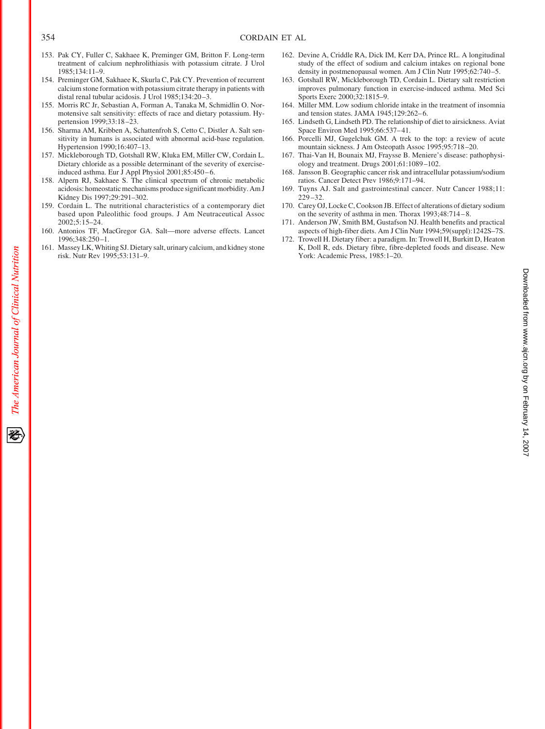153. Pak CY, Fuller C, Sakhaee K, Preminger GM, Britton F. Long-term treatment of calcium nephrolithiasis with potassium citrate. J Urol 1985;134:11–9.
154. Preminger GM, Sakhaee K, Skurla C, Pak CY. Prevention of recurrent calcium stone formation with potassium citrate therapy in patients with distal renal tubular acidosis. J Urol 1985;134:20–3.
155. Morris RC Jr, Sebastian A, Forman A, Tanaka M, Schmidlin O. Normotensive salt sensitivity: effects of race and dietary potassium. Hypertension 1999;33:18–23.
156. Sharma AM, Kribben A, Schattenfroh S, Cetto C, Distler A. Salt sensitivity in humans is associated with abnormal acid-base regulation. Hypertension 1990;16:407–13.
157. Mickleborough TD, Gotshall RW, Kluka EM, Miller CW, Cordain L. Dietary chloride as a possible determinant of the severity of exercise-induced asthma. Eur J Appl Physiol 2001;85:450–6.
158. Alpern RJ, Sakhaee S. The clinical spectrum of chronic metabolic acidosis: homeostatic mechanisms produce significant morbidity. Am J Kidney Dis 1997;29:291–302.
159. Cordain L. The nutritional characteristics of a contemporary diet based upon Paleolithic food groups. J Am Neutraceutical Assoc 2002;5:15–24.
160. Antonios TF, MacGregor GA. Salt—more adverse effects. Lancet 1996;348:250–1.
161. Massey LK, Whiting SJ. Dietary salt, urinary calcium, and kidney stone risk. Nutr Rev 1995;53:131–9.
162. Devine A, Criddle RA, Dick IM, Kerr DA, Prince RL. A longitudinal study of the effect of sodium and calcium intakes on regional bone density in postmenopausal women. Am J Clin Nutr 1995;62:740–5.
163. Gotshall RW, Mickleborough TD, Cordain L. Dietary salt restriction improves pulmonary function in exercise-induced asthma. Med Sci Sports Exerc 2000;32:1815–9.
164. Miller MM. Low sodium chloride intake in the treatment of insomnia and tension states. JAMA 1945;129:262–6.
165. Lindseth G, Lindseth PD. The relationship of diet to airsickness. Aviat Space Environ Med 1995;66:537–41.
166. Porcelli MJ, Gugelchuk GM. A trek to the top: a review of acute mountain sickness. J Am Osteopath Assoc 1995;95:718–20.
167. Thai-Van H, Bounaix MJ, Fraysse B. Meniere's disease: pathophysiology and treatment. Drugs 2001;61:1089–102.
168. Jansson B. Geographic cancer risk and intracellular potassium/sodium ratios. Cancer Detect Prev 1986;9:171–94.
169. Tuyns AJ. Salt and gastrointestinal cancer. Nutr Cancer 1988;11:229–32.
170. Carey OJ, Locke C, Cookson JB. Effect of alterations of dietary sodium on the severity of asthma in men. Thorax 1993;48:714–8.
171. Anderson JW, Smith BM, Gustafson NJ. Health benefits and practical aspects of high-fiber diets. Am J Clin Nutr 1994;59(suppl):1242S–7S.
172. Trowell H. Dietary fiber: a paradigm. In: Trowell H, Burkitt D, Heaton K, Doll R, eds. Dietary fibre, fibre-depleted foods and disease. New York: Academic Press, 1985:1–20.